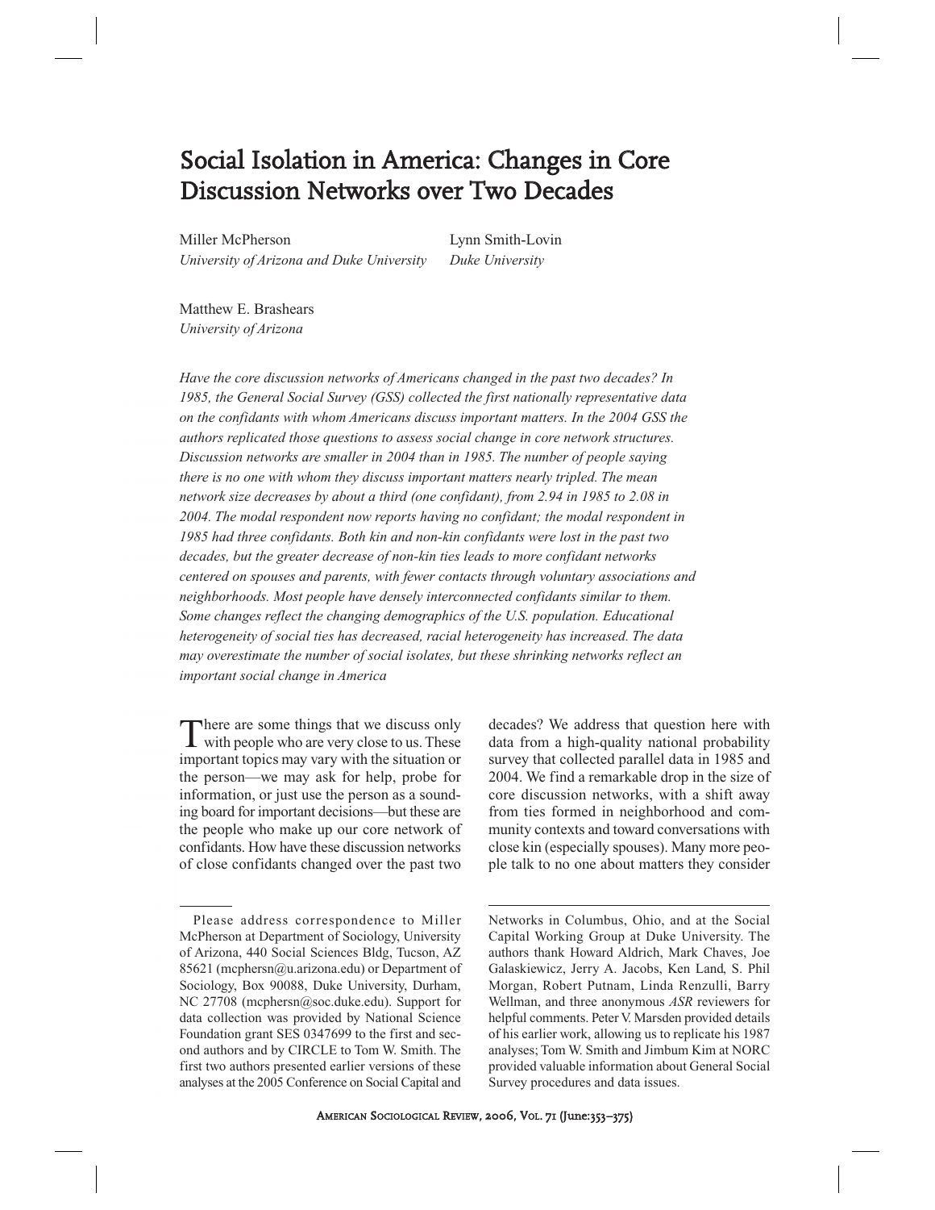# Social Isolation in America: Changes in Core Discussion Networks over Two Decades

Miller McPherson
*University of Arizona and Duke University*

Lynn Smith-Lovin
*Duke University*

Matthew E. Brashears
*University of Arizona*

*Have the core discussion networks of Americans changed in the past two decades? In 1985, the General Social Survey (GSS) collected the first nationally representative data on the confidants with whom Americans discuss important matters. In the 2004 GSS the authors replicated those questions to assess social change in core network structures. Discussion networks are smaller in 2004 than in 1985. The number of people saying there is no one with whom they discuss important matters nearly tripled. The mean network size decreases by about a third (one confidant), from 2.94 in 1985 to 2.08 in 2004. The modal respondent now reports having no confidant; the modal respondent in 1985 had three confidants. Both kin and non-kin confidants were lost in the past two decades, but the greater decrease of non-kin ties leads to more confidant networks centered on spouses and parents, with fewer contacts through voluntary associations and neighborhoods. Most people have densely interconnected confidants similar to them. Some changes reflect the changing demographics of the U.S. population. Educational heterogeneity of social ties has decreased, racial heterogeneity has increased. The data may overestimate the number of social isolates, but these shrinking networks reflect an important social change in America*

There are some things that we discuss only with people who are very close to us. These important topics may vary with the situation or the person—we may ask for help, probe for information, or just use the person as a sounding board for important decisions—but these are the people who make up our core network of confidants. How have these discussion networks of close confidants changed over the past two decades? We address that question here with data from a high-quality national probability survey that collected parallel data in 1985 and 2004. We find a remarkable drop in the size of core discussion networks, with a shift away from ties formed in neighborhood and community contexts and toward conversations with close kin (especially spouses). Many more people talk to no one about matters they consider

---

Please address correspondence to Miller McPherson at Department of Sociology, University of Arizona, 440 Social Sciences Bldg, Tucson, AZ 85621 (mcphersn@u.arizona.edu) or Department of Sociology, Box 90088, Duke University, Durham, NC 27708 (mcphersn@soc.duke.edu). Support for data collection was provided by National Science Foundation grant SES 0347699 to the first and second authors and by CIRCLE to Tom W. Smith. The first two authors presented earlier versions of these analyses at the 2005 Conference on Social Capital and Networks in Columbus, Ohio, and at the Social Capital Working Group at Duke University. The authors thank Howard Aldrich, Mark Chaves, Joe Galaskiewicz, Jerry A. Jacobs, Ken Land, S. Phil Morgan, Robert Putnam, Linda Renzulli, Barry Wellman, and three anonymous *ASR* reviewers for helpful comments. Peter V. Marsden provided details of his earlier work, allowing us to replicate his 1987 analyses; Tom W. Smith and Jimbum Kim at NORC provided valuable information about General Social Survey procedures and data issues.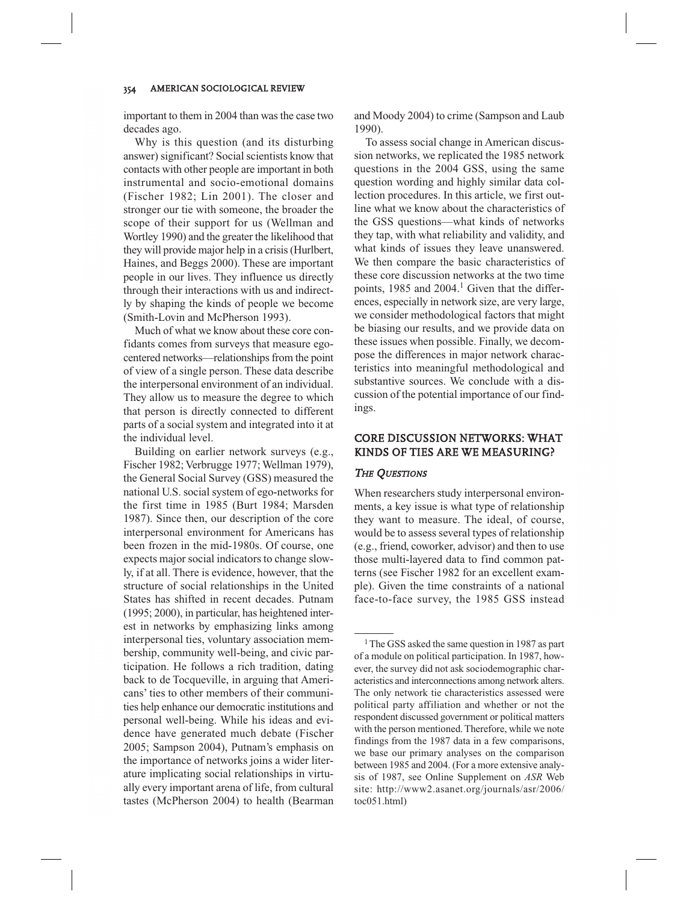important to them in 2004 than was the case two decades ago.

Why is this question (and its disturbing answer) significant? Social scientists know that contacts with other people are important in both instrumental and socio-emotional domains (Fischer 1982; Lin 2001). The closer and stronger our tie with someone, the broader the scope of their support for us (Wellman and Wortley 1990) and the greater the likelihood that they will provide major help in a crisis (Hurlbert, Haines, and Beggs 2000). These are important people in our lives. They influence us directly through their interactions with us and indirectly by shaping the kinds of people we become (Smith-Lovin and McPherson 1993).

Much of what we know about these core confidants comes from surveys that measure ego-centered networks—relationships from the point of view of a single person. These data describe the interpersonal environment of an individual. They allow us to measure the degree to which that person is directly connected to different parts of a social system and integrated into it at the individual level.

Building on earlier network surveys (e.g., Fischer 1982; Verbrugge 1977; Wellman 1979), the General Social Survey (GSS) measured the national U.S. social system of ego-networks for the first time in 1985 (Burt 1984; Marsden 1987). Since then, our description of the core interpersonal environment for Americans has been frozen in the mid-1980s. Of course, one expects major social indicators to change slowly, if at all. There is evidence, however, that the structure of social relationships in the United States has shifted in recent decades. Putnam (1995; 2000), in particular, has heightened interest in networks by emphasizing links among interpersonal ties, voluntary association membership, community well-being, and civic participation. He follows a rich tradition, dating back to de Tocqueville, in arguing that Americans' ties to other members of their communities help enhance our democratic institutions and personal well-being. While his ideas and evidence have generated much debate (Fischer 2005; Sampson 2004), Putnam's emphasis on the importance of networks joins a wider literature implicating social relationships in virtually every important arena of life, from cultural tastes (McPherson 2004) to health (Bearman and Moody 2004) to crime (Sampson and Laub 1990).

To assess social change in American discussion networks, we replicated the 1985 network questions in the 2004 GSS, using the same question wording and highly similar data collection procedures. In this article, we first outline what we know about the characteristics of the GSS questions—what kinds of networks they tap, with what reliability and validity, and what kinds of issues they leave unanswered. We then compare the basic characteristics of these core discussion networks at the two time points, 1985 and 2004.[1] Given that the differences, especially in network size, are very large, we consider methodological factors that might be biasing our results, and we provide data on these issues when possible. Finally, we decompose the differences in major network characteristics into meaningful methodological and substantive sources. We conclude with a discussion of the potential importance of our findings.

## CORE DISCUSSION NETWORKS: WHAT KINDS OF TIES ARE WE MEASURING?

### *The Questions*

When researchers study interpersonal environments, a key issue is what type of relationship they want to measure. The ideal, of course, would be to assess several types of relationship (e.g., friend, coworker, advisor) and then to use those multi-layered data to find common patterns (see Fischer 1982 for an excellent example). Given the time constraints of a national face-to-face survey, the 1985 GSS instead

---

[1] The GSS asked the same question in 1987 as part of a module on political participation. In 1987, however, the survey did not ask sociodemographic characteristics and interconnections among network alters. The only network tie characteristics assessed were political party affiliation and whether or not the respondent discussed government or political matters with the person mentioned. Therefore, while we note findings from the 1987 data in a few comparisons, we base our primary analyses on the comparison between 1985 and 2004. (For a more extensive analysis of 1987, see Online Supplement on *ASR* Web site: http://www2.asanet.org/journals/asr/2006/toc051.html)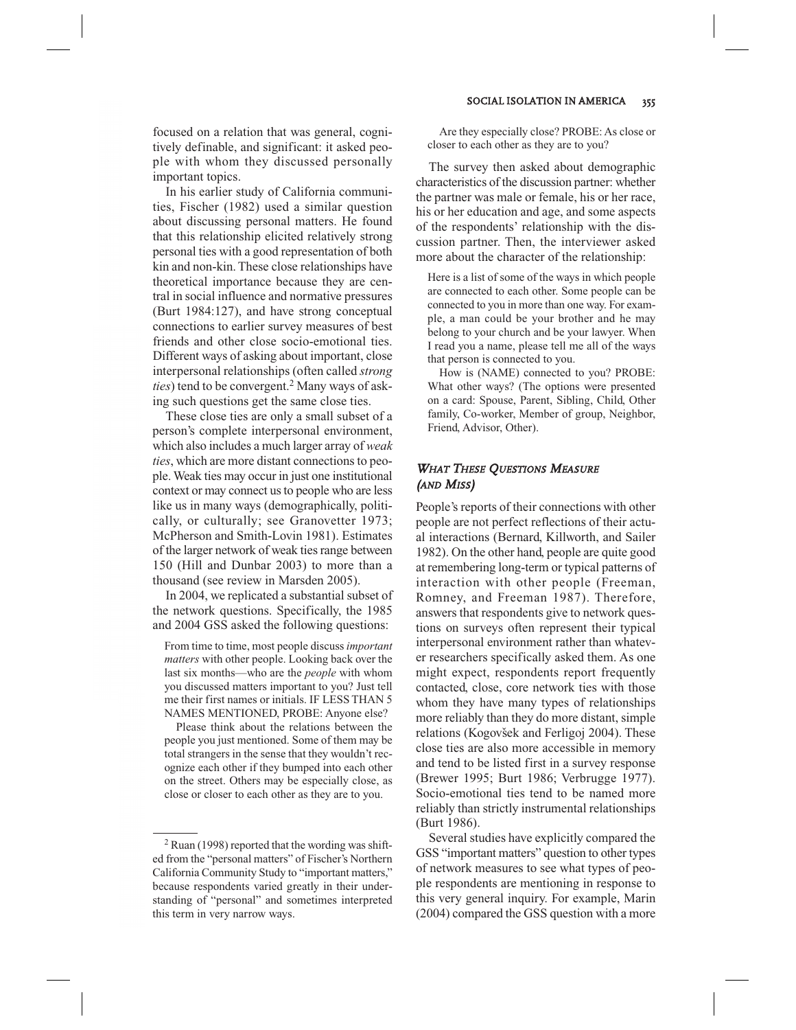focused on a relation that was general, cognitively definable, and significant: it asked people with whom they discussed personally important topics.

In his earlier study of California communities, Fischer (1982) used a similar question about discussing personal matters. He found that this relationship elicited relatively strong personal ties with a good representation of both kin and non-kin. These close relationships have theoretical importance because they are central in social influence and normative pressures (Burt 1984:127), and have strong conceptual connections to earlier survey measures of best friends and other close socio-emotional ties. Different ways of asking about important, close interpersonal relationships (often called *strong ties*) tend to be convergent.[2] Many ways of asking such questions get the same close ties.

These close ties are only a small subset of a person's complete interpersonal environment, which also includes a much larger array of *weak ties*, which are more distant connections to people. Weak ties may occur in just one institutional context or may connect us to people who are less like us in many ways (demographically, politically, or culturally; see Granovetter 1973; McPherson and Smith-Lovin 1981). Estimates of the larger network of weak ties range between 150 (Hill and Dunbar 2003) to more than a thousand (see review in Marsden 2005).

In 2004, we replicated a substantial subset of the network questions. Specifically, the 1985 and 2004 GSS asked the following questions:

> From time to time, most people discuss *important matters* with other people. Looking back over the last six months—who are the *people* with whom you discussed matters important to you? Just tell me their first names or initials. IF LESS THAN 5 NAMES MENTIONED, PROBE: Anyone else?
>
> Please think about the relations between the people you just mentioned. Some of them may be total strangers in the sense that they wouldn't recognize each other if they bumped into each other on the street. Others may be especially close, as close or closer to each other as they are to you.
>
> Are they especially close? PROBE: As close or closer to each other as they are to you?

The survey then asked about demographic characteristics of the discussion partner: whether the partner was male or female, his or her race, his or her education and age, and some aspects of the respondents' relationship with the discussion partner. Then, the interviewer asked more about the character of the relationship:

> Here is a list of some of the ways in which people are connected to each other. Some people can be connected to you in more than one way. For example, a man could be your brother and he may belong to your church and be your lawyer. When I read you a name, please tell me all of the ways that person is connected to you.
>
> How is (NAME) connected to you? PROBE: What other ways? (The options were presented on a card: Spouse, Parent, Sibling, Child, Other family, Co-worker, Member of group, Neighbor, Friend, Advisor, Other).

## *What These Questions Measure (and Miss)*

People's reports of their connections with other people are not perfect reflections of their actual interactions (Bernard, Killworth, and Sailer 1982). On the other hand, people are quite good at remembering long-term or typical patterns of interaction with other people (Freeman, Romney, and Freeman 1987). Therefore, answers that respondents give to network questions on surveys often represent their typical interpersonal environment rather than whatever researchers specifically asked them. As one might expect, respondents report frequently contacted, close, core network ties with those whom they have many types of relationships more reliably than they do more distant, simple relations (Kogovšek and Ferligoj 2004). These close ties are also more accessible in memory and tend to be listed first in a survey response (Brewer 1995; Burt 1986; Verbrugge 1977). Socio-emotional ties tend to be named more reliably than strictly instrumental relationships (Burt 1986).

Several studies have explicitly compared the GSS "important matters" question to other types of network measures to see what types of people respondents are mentioning in response to this very general inquiry. For example, Marin (2004) compared the GSS question with a more

---

[2] Ruan (1998) reported that the wording was shifted from the "personal matters" of Fischer's Northern California Community Study to "important matters," because respondents varied greatly in their understanding of "personal" and sometimes interpreted this term in very narrow ways.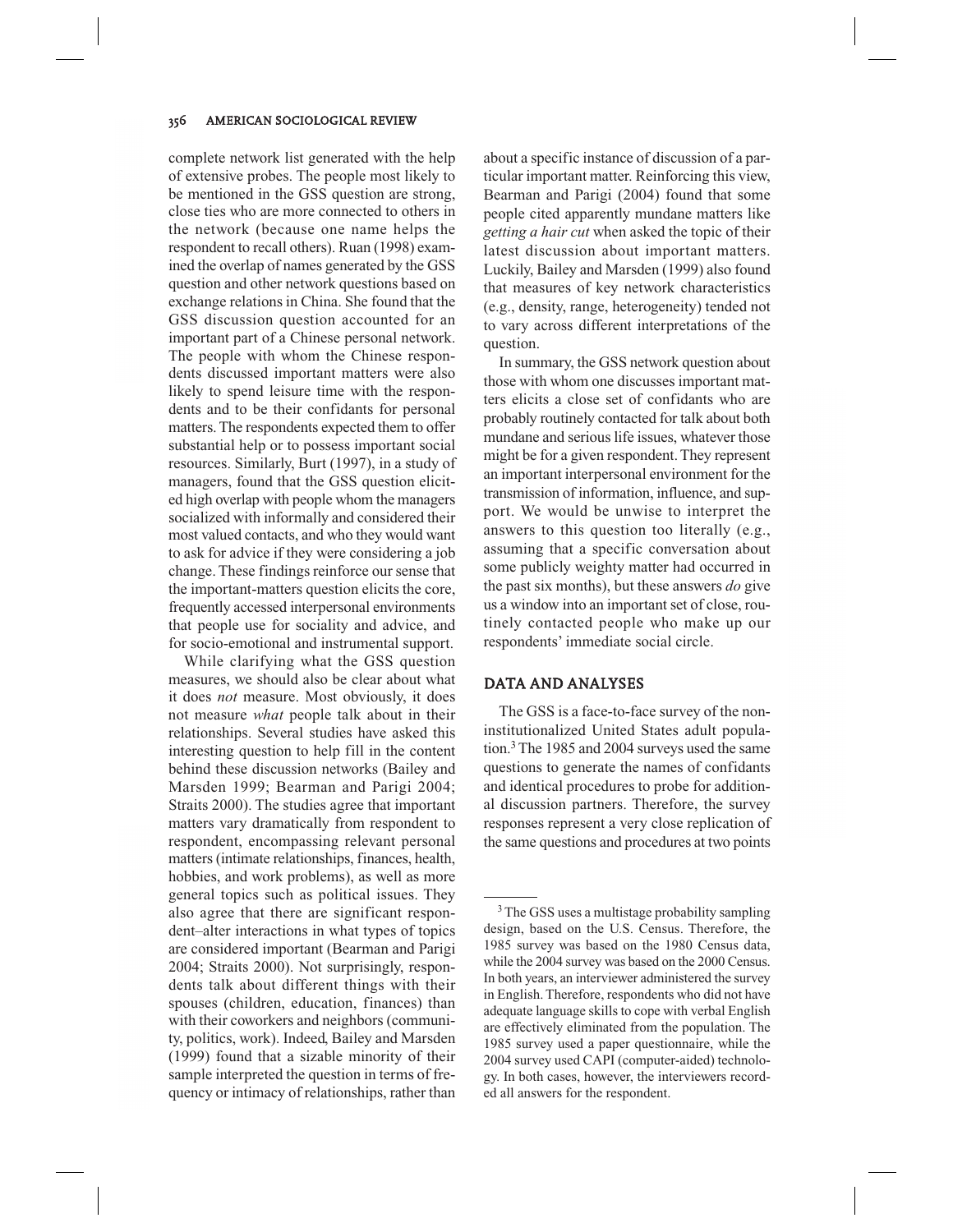complete network list generated with the help of extensive probes. The people most likely to be mentioned in the GSS question are strong, close ties who are more connected to others in the network (because one name helps the respondent to recall others). Ruan (1998) examined the overlap of names generated by the GSS question and other network questions based on exchange relations in China. She found that the GSS discussion question accounted for an important part of a Chinese personal network. The people with whom the Chinese respondents discussed important matters were also likely to spend leisure time with the respondents and to be their confidants for personal matters. The respondents expected them to offer substantial help or to possess important social resources. Similarly, Burt (1997), in a study of managers, found that the GSS question elicited high overlap with people whom the managers socialized with informally and considered their most valued contacts, and who they would want to ask for advice if they were considering a job change. These findings reinforce our sense that the important-matters question elicits the core, frequently accessed interpersonal environments that people use for sociality and advice, and for socio-emotional and instrumental support.

While clarifying what the GSS question measures, we should also be clear about what it does *not* measure. Most obviously, it does not measure *what* people talk about in their relationships. Several studies have asked this interesting question to help fill in the content behind these discussion networks (Bailey and Marsden 1999; Bearman and Parigi 2004; Straits 2000). The studies agree that important matters vary dramatically from respondent to respondent, encompassing relevant personal matters (intimate relationships, finances, health, hobbies, and work problems), as well as more general topics such as political issues. They also agree that there are significant respondent–alter interactions in what types of topics are considered important (Bearman and Parigi 2004; Straits 2000). Not surprisingly, respondents talk about different things with their spouses (children, education, finances) than with their coworkers and neighbors (community, politics, work). Indeed, Bailey and Marsden (1999) found that a sizable minority of their sample interpreted the question in terms of frequency or intimacy of relationships, rather than about a specific instance of discussion of a particular important matter. Reinforcing this view, Bearman and Parigi (2004) found that some people cited apparently mundane matters like *getting a hair cut* when asked the topic of their latest discussion about important matters. Luckily, Bailey and Marsden (1999) also found that measures of key network characteristics (e.g., density, range, heterogeneity) tended not to vary across different interpretations of the question.

In summary, the GSS network question about those with whom one discusses important matters elicits a close set of confidants who are probably routinely contacted for talk about both mundane and serious life issues, whatever those might be for a given respondent. They represent an important interpersonal environment for the transmission of information, influence, and support. We would be unwise to interpret the answers to this question too literally (e.g., assuming that a specific conversation about some publicly weighty matter had occurred in the past six months), but these answers *do* give us a window into an important set of close, routinely contacted people who make up our respondents' immediate social circle.

## DATA AND ANALYSES

The GSS is a face-to-face survey of the noninstitutionalized United States adult population.[3] The 1985 and 2004 surveys used the same questions to generate the names of confidants and identical procedures to probe for additional discussion partners. Therefore, the survey responses represent a very close replication of the same questions and procedures at two points

[3] The GSS uses a multistage probability sampling design, based on the U.S. Census. Therefore, the 1985 survey was based on the 1980 Census data, while the 2004 survey was based on the 2000 Census. In both years, an interviewer administered the survey in English. Therefore, respondents who did not have adequate language skills to cope with verbal English are effectively eliminated from the population. The 1985 survey used a paper questionnaire, while the 2004 survey used CAPI (computer-aided) technology. In both cases, however, the interviewers recorded all answers for the respondent.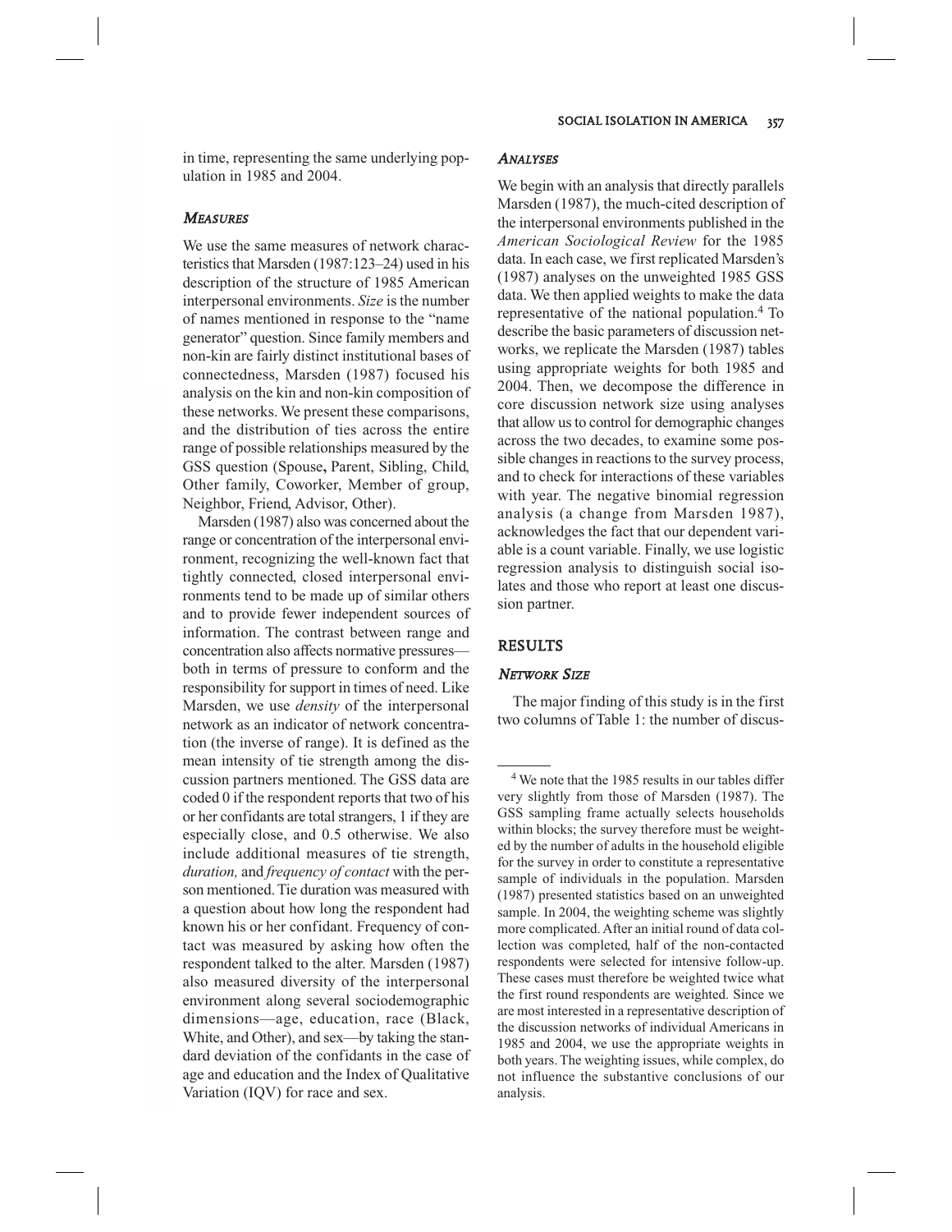in time, representing the same underlying population in 1985 and 2004.

### *Measures*

We use the same measures of network characteristics that Marsden (1987:123–24) used in his description of the structure of 1985 American interpersonal environments. *Size* is the number of names mentioned in response to the "name generator" question. Since family members and non-kin are fairly distinct institutional bases of connectedness, Marsden (1987) focused his analysis on the kin and non-kin composition of these networks. We present these comparisons, and the distribution of ties across the entire range of possible relationships measured by the GSS question (Spouse**,** Parent, Sibling, Child, Other family, Coworker, Member of group, Neighbor, Friend, Advisor, Other).

Marsden (1987) also was concerned about the range or concentration of the interpersonal environment, recognizing the well-known fact that tightly connected, closed interpersonal environments tend to be made up of similar others and to provide fewer independent sources of information. The contrast between range and concentration also affects normative pressures—both in terms of pressure to conform and the responsibility for support in times of need. Like Marsden, we use *density* of the interpersonal network as an indicator of network concentration (the inverse of range). It is defined as the mean intensity of tie strength among the discussion partners mentioned. The GSS data are coded 0 if the respondent reports that two of his or her confidants are total strangers, 1 if they are especially close, and 0.5 otherwise. We also include additional measures of tie strength, *duration,* and *frequency of contact* with the person mentioned. Tie duration was measured with a question about how long the respondent had known his or her confidant. Frequency of contact was measured by asking how often the respondent talked to the alter. Marsden (1987) also measured diversity of the interpersonal environment along several sociodemographic dimensions—age, education, race (Black, White, and Other), and sex—by taking the standard deviation of the confidants in the case of age and education and the Index of Qualitative Variation (IQV) for race and sex.

### *Analyses*

We begin with an analysis that directly parallels Marsden (1987), the much-cited description of the interpersonal environments published in the *American Sociological Review* for the 1985 data. In each case, we first replicated Marsden's (1987) analyses on the unweighted 1985 GSS data. We then applied weights to make the data representative of the national population.[4] To describe the basic parameters of discussion networks, we replicate the Marsden (1987) tables using appropriate weights for both 1985 and 2004. Then, we decompose the difference in core discussion network size using analyses that allow us to control for demographic changes across the two decades, to examine some possible changes in reactions to the survey process, and to check for interactions of these variables with year. The negative binomial regression analysis (a change from Marsden 1987), acknowledges the fact that our dependent variable is a count variable. Finally, we use logistic regression analysis to distinguish social isolates and those who report at least one discussion partner.

## RESULTS

### *Network Size*

The major finding of this study is in the first two columns of Table 1: the number of discus-

[4] We note that the 1985 results in our tables differ very slightly from those of Marsden (1987). The GSS sampling frame actually selects households within blocks; the survey therefore must be weighted by the number of adults in the household eligible for the survey in order to constitute a representative sample of individuals in the population. Marsden (1987) presented statistics based on an unweighted sample. In 2004, the weighting scheme was slightly more complicated. After an initial round of data collection was completed, half of the non-contacted respondents were selected for intensive follow-up. These cases must therefore be weighted twice what the first round respondents are weighted. Since we are most interested in a representative description of the discussion networks of individual Americans in 1985 and 2004, we use the appropriate weights in both years. The weighting issues, while complex, do not influence the substantive conclusions of our analysis.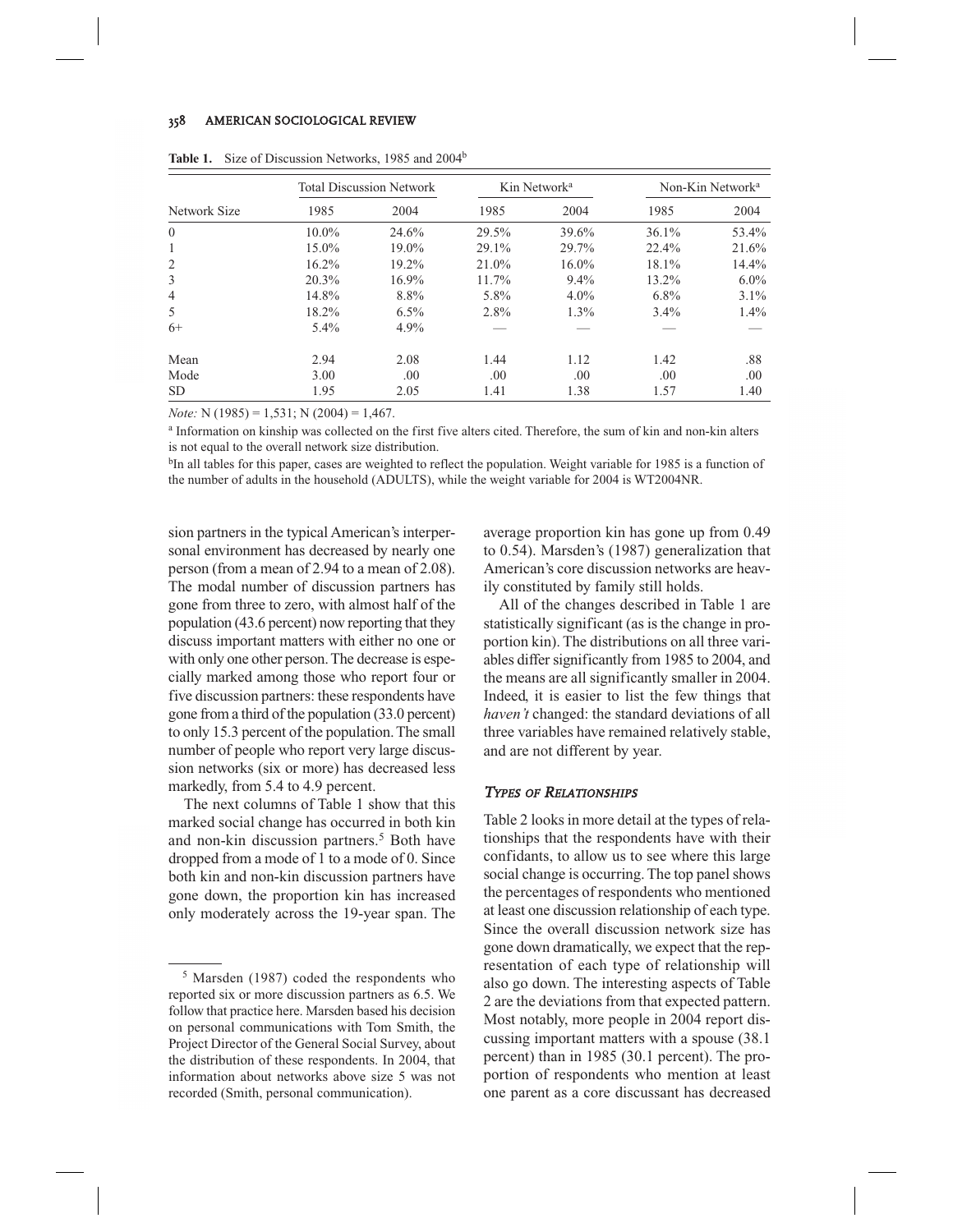**Table 1.** Size of Discussion Networks, 1985 and 2004[b]

| | Total Discussion Network | | Kin Network[a] | | Non-Kin Network[a] | |
|---|---|---|---|---|---|---|
| Network Size | 1985 | 2004 | 1985 | 2004 | 1985 | 2004 |
| 0 | 10.0% | 24.6% | 29.5% | 39.6% | 36.1% | 53.4% |
| 1 | 15.0% | 19.0% | 29.1% | 29.7% | 22.4% | 21.6% |
| 2 | 16.2% | 19.2% | 21.0% | 16.0% | 18.1% | 14.4% |
| 3 | 20.3% | 16.9% | 11.7% | 9.4% | 13.2% | 6.0% |
| 4 | 14.8% | 8.8% | 5.8% | 4.0% | 6.8% | 3.1% |
| 5 | 18.2% | 6.5% | 2.8% | 1.3% | 3.4% | 1.4% |
| 6+ | 5.4% | 4.9% | — | — | — | — |
| Mean | 2.94 | 2.08 | 1.44 | 1.12 | 1.42 | .88 |
| Mode | 3.00 | .00 | .00 | .00 | .00 | .00 |
| SD | 1.95 | 2.05 | 1.41 | 1.38 | 1.57 | 1.40 |

*Note:* N (1985) = 1,531; N (2004) = 1,467.

[a] Information on kinship was collected on the first five alters cited. Therefore, the sum of kin and non-kin alters is not equal to the overall network size distribution.

[b]In all tables for this paper, cases are weighted to reflect the population. Weight variable for 1985 is a function of the number of adults in the household (ADULTS), while the weight variable for 2004 is WT2004NR.

sion partners in the typical American's interpersonal environment has decreased by nearly one person (from a mean of 2.94 to a mean of 2.08). The modal number of discussion partners has gone from three to zero, with almost half of the population (43.6 percent) now reporting that they discuss important matters with either no one or with only one other person. The decrease is especially marked among those who report four or five discussion partners: these respondents have gone from a third of the population (33.0 percent) to only 15.3 percent of the population. The small number of people who report very large discussion networks (six or more) has decreased less markedly, from 5.4 to 4.9 percent.

The next columns of Table 1 show that this marked social change has occurred in both kin and non-kin discussion partners.[5] Both have dropped from a mode of 1 to a mode of 0. Since both kin and non-kin discussion partners have gone down, the proportion kin has increased only moderately across the 19-year span. The average proportion kin has gone up from 0.49 to 0.54). Marsden's (1987) generalization that American's core discussion networks are heavily constituted by family still holds.

All of the changes described in Table 1 are statistically significant (as is the change in proportion kin). The distributions on all three variables differ significantly from 1985 to 2004, and the means are all significantly smaller in 2004. Indeed, it is easier to list the few things that *haven't* changed: the standard deviations of all three variables have remained relatively stable, and are not different by year.

### TYPES OF RELATIONSHIPS

Table 2 looks in more detail at the types of relationships that the respondents have with their confidants, to allow us to see where this large social change is occurring. The top panel shows the percentages of respondents who mentioned at least one discussion relationship of each type. Since the overall discussion network size has gone down dramatically, we expect that the representation of each type of relationship will also go down. The interesting aspects of Table 2 are the deviations from that expected pattern. Most notably, more people in 2004 report discussing important matters with a spouse (38.1 percent) than in 1985 (30.1 percent). The proportion of respondents who mention at least one parent as a core discussant has decreased

[5] Marsden (1987) coded the respondents who reported six or more discussion partners as 6.5. We follow that practice here. Marsden based his decision on personal communications with Tom Smith, the Project Director of the General Social Survey, about the distribution of these respondents. In 2004, that information about networks above size 5 was not recorded (Smith, personal communication).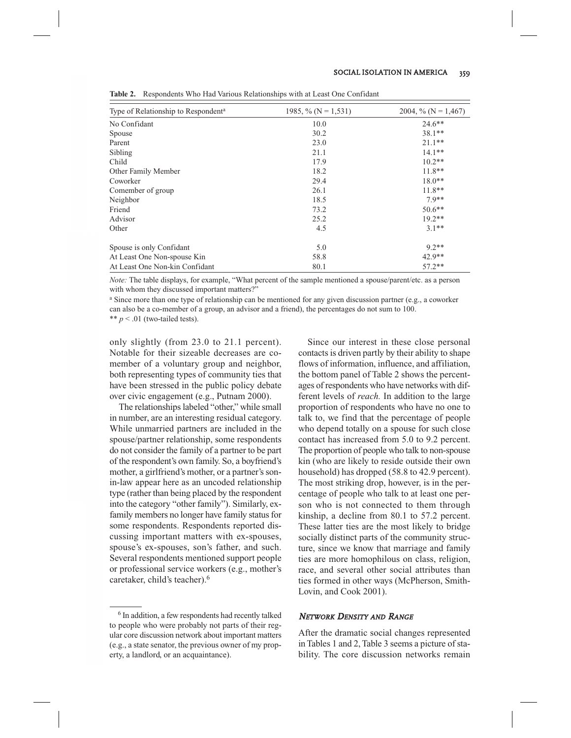**Table 2.** Respondents Who Had Various Relationships with at Least One Confidant

| Type of Relationship to Respondent[a] | 1985, % (N = 1,531) | 2004, % (N = 1,467) |
|---|---|---|
| No Confidant | 10.0 | 24.6** |
| Spouse | 30.2 | 38.1** |
| Parent | 23.0 | 21.1** |
| Sibling | 21.1 | 14.1** |
| Child | 17.9 | 10.2** |
| Other Family Member | 18.2 | 11.8** |
| Coworker | 29.4 | 18.0** |
| Comember of group | 26.1 | 11.8** |
| Neighbor | 18.5 | 7.9** |
| Friend | 73.2 | 50.6** |
| Advisor | 25.2 | 19.2** |
| Other | 4.5 | 3.1** |
| | | |
| Spouse is only Confidant | 5.0 | 9.2** |
| At Least One Non-spouse Kin | 58.8 | 42.9** |
| At Least One Non-kin Confidant | 80.1 | 57.2** |

*Note:* The table displays, for example, "What percent of the sample mentioned a spouse/parent/etc. as a person with whom they discussed important matters?"

[a] Since more than one type of relationship can be mentioned for any given discussion partner (e.g., a coworker can also be a co-member of a group, an advisor and a friend), the percentages do not sum to 100.

** $p < .01$ (two-tailed tests).

only slightly (from 23.0 to 21.1 percent). Notable for their sizeable decreases are comember of a voluntary group and neighbor, both representing types of community ties that have been stressed in the public policy debate over civic engagement (e.g., Putnam 2000).

The relationships labeled "other," while small in number, are an interesting residual category. While unmarried partners are included in the spouse/partner relationship, some respondents do not consider the family of a partner to be part of the respondent's own family. So, a boyfriend's mother, a girlfriend's mother, or a partner's son-in-law appear here as an uncoded relationship type (rather than being placed by the respondent into the category "other family"). Similarly, ex-family members no longer have family status for some respondents. Respondents reported discussing important matters with ex-spouses, spouse's ex-spouses, son's father, and such. Several respondents mentioned support people or professional service workers (e.g., mother's caretaker, child's teacher).[6]

[6] In addition, a few respondents had recently talked to people who were probably not parts of their regular core discussion network about important matters (e.g., a state senator, the previous owner of my property, a landlord, or an acquaintance).

Since our interest in these close personal contacts is driven partly by their ability to shape flows of information, influence, and affiliation, the bottom panel of Table 2 shows the percentages of respondents who have networks with different levels of *reach.* In addition to the large proportion of respondents who have no one to talk to, we find that the percentage of people who depend totally on a spouse for such close contact has increased from 5.0 to 9.2 percent. The proportion of people who talk to non-spouse kin (who are likely to reside outside their own household) has dropped (58.8 to 42.9 percent). The most striking drop, however, is in the percentage of people who talk to at least one person who is not connected to them through kinship, a decline from 80.1 to 57.2 percent. These latter ties are the most likely to bridge socially distinct parts of the community structure, since we know that marriage and family ties are more homophilous on class, religion, race, and several other social attributes than ties formed in other ways (McPherson, Smith-Lovin, and Cook 2001).

### *Network Density and Range*

After the dramatic social changes represented in Tables 1 and 2, Table 3 seems a picture of stability. The core discussion networks remain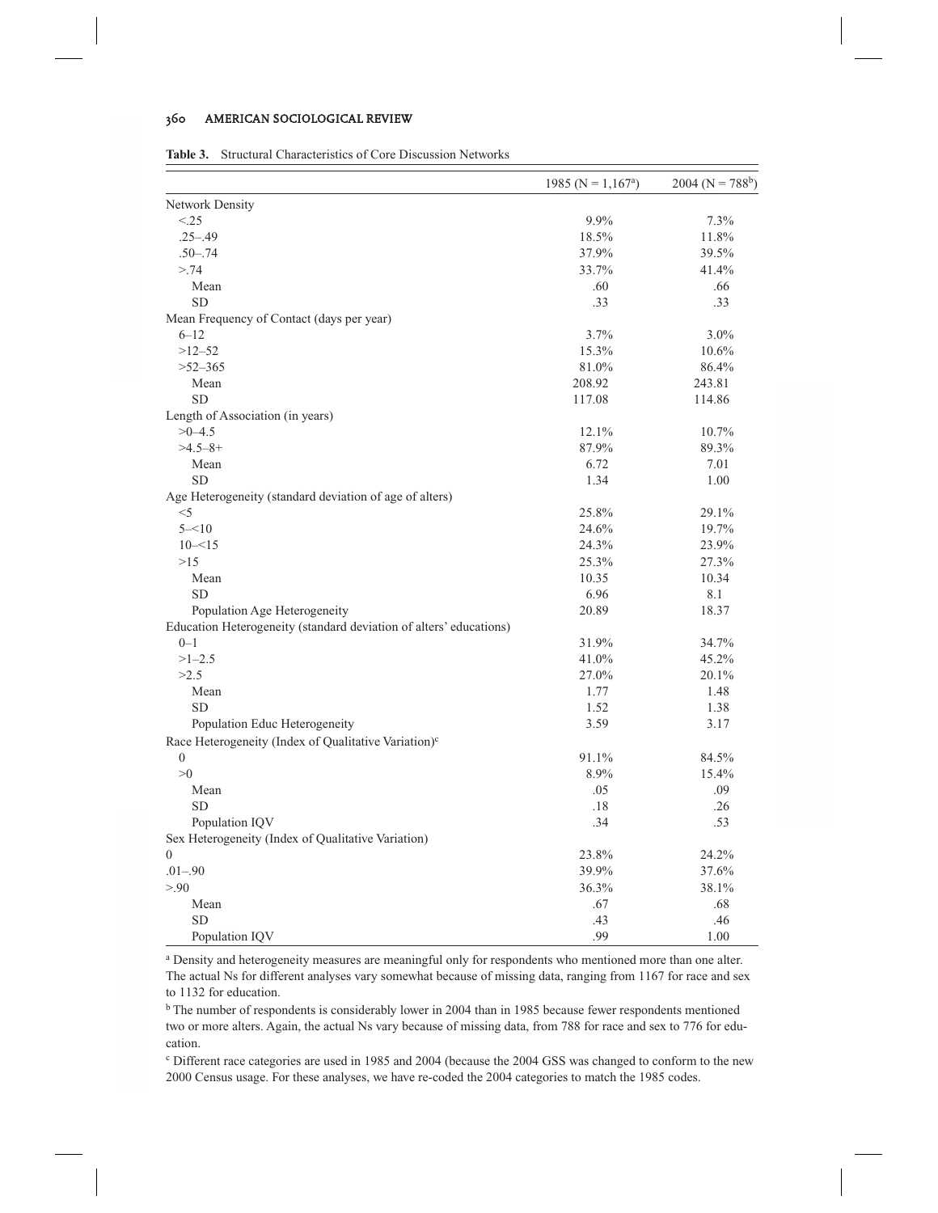**Table 3.** Structural Characteristics of Core Discussion Networks

| | 1985 (N = 1,167[a]) | 2004 (N = 788[b]) |
|---|---|---|
| Network Density | | |
| <.25 | 9.9% | 7.3% |
| .25–.49 | 18.5% | 11.8% |
| .50–.74 | 37.9% | 39.5% |
| >.74 | 33.7% | 41.4% |
| Mean | .60 | .66 |
| SD | .33 | .33 |
| Mean Frequency of Contact (days per year) | | |
| 6–12 | 3.7% | 3.0% |
| >12–52 | 15.3% | 10.6% |
| >52–365 | 81.0% | 86.4% |
| Mean | 208.92 | 243.81 |
| SD | 117.08 | 114.86 |
| Length of Association (in years) | | |
| >0–4.5 | 12.1% | 10.7% |
| >4.5–8+ | 87.9% | 89.3% |
| Mean | 6.72 | 7.01 |
| SD | 1.34 | 1.00 |
| Age Heterogeneity (standard deviation of age of alters) | | |
| <5 | 25.8% | 29.1% |
| 5–<10 | 24.6% | 19.7% |
| 10–<15 | 24.3% | 23.9% |
| >15 | 25.3% | 27.3% |
| Mean | 10.35 | 10.34 |
| SD | 6.96 | 8.1 |
| Population Age Heterogeneity | 20.89 | 18.37 |
| Education Heterogeneity (standard deviation of alters' educations) | | |
| 0–1 | 31.9% | 34.7% |
| >1–2.5 | 41.0% | 45.2% |
| >2.5 | 27.0% | 20.1% |
| Mean | 1.77 | 1.48 |
| SD | 1.52 | 1.38 |
| Population Educ Heterogeneity | 3.59 | 3.17 |
| Race Heterogeneity (Index of Qualitative Variation)[c] | | |
| 0 | 91.1% | 84.5% |
| >0 | 8.9% | 15.4% |
| Mean | .05 | .09 |
| SD | .18 | .26 |
| Population IQV | .34 | .53 |
| Sex Heterogeneity (Index of Qualitative Variation) | | |
| 0 | 23.8% | 24.2% |
| .01–.90 | 39.9% | 37.6% |
| >.90 | 36.3% | 38.1% |
| Mean | .67 | .68 |
| SD | .43 | .46 |
| Population IQV | .99 | 1.00 |

[a] Density and heterogeneity measures are meaningful only for respondents who mentioned more than one alter. The actual Ns for different analyses vary somewhat because of missing data, ranging from 1167 for race and sex to 1132 for education.

[b] The number of respondents is considerably lower in 2004 than in 1985 because fewer respondents mentioned two or more alters. Again, the actual Ns vary because of missing data, from 788 for race and sex to 776 for education.

[c] Different race categories are used in 1985 and 2004 (because the 2004 GSS was changed to conform to the new 2000 Census usage. For these analyses, we have re-coded the 2004 categories to match the 1985 codes.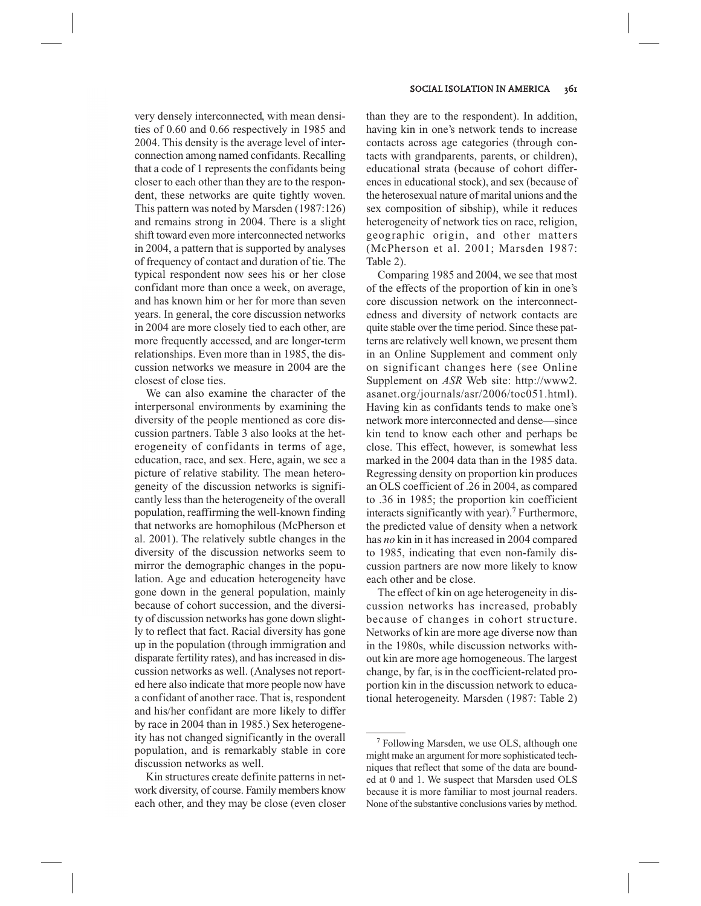very densely interconnected, with mean densities of 0.60 and 0.66 respectively in 1985 and 2004. This density is the average level of interconnection among named confidants. Recalling that a code of 1 represents the confidants being closer to each other than they are to the respondent, these networks are quite tightly woven. This pattern was noted by Marsden (1987:126) and remains strong in 2004. There is a slight shift toward even more interconnected networks in 2004, a pattern that is supported by analyses of frequency of contact and duration of tie. The typical respondent now sees his or her close confidant more than once a week, on average, and has known him or her for more than seven years. In general, the core discussion networks in 2004 are more closely tied to each other, are more frequently accessed, and are longer-term relationships. Even more than in 1985, the discussion networks we measure in 2004 are the closest of close ties.

We can also examine the character of the interpersonal environments by examining the diversity of the people mentioned as core discussion partners. Table 3 also looks at the heterogeneity of confidants in terms of age, education, race, and sex. Here, again, we see a picture of relative stability. The mean heterogeneity of the discussion networks is significantly less than the heterogeneity of the overall population, reaffirming the well-known finding that networks are homophilous (McPherson et al. 2001). The relatively subtle changes in the diversity of the discussion networks seem to mirror the demographic changes in the population. Age and education heterogeneity have gone down in the general population, mainly because of cohort succession, and the diversity of discussion networks has gone down slightly to reflect that fact. Racial diversity has gone up in the population (through immigration and disparate fertility rates), and has increased in discussion networks as well. (Analyses not reported here also indicate that more people now have a confidant of another race. That is, respondent and his/her confidant are more likely to differ by race in 2004 than in 1985.) Sex heterogeneity has not changed significantly in the overall population, and is remarkably stable in core discussion networks as well.

Kin structures create definite patterns in network diversity, of course. Family members know each other, and they may be close (even closer than they are to the respondent). In addition, having kin in one's network tends to increase contacts across age categories (through contacts with grandparents, parents, or children), educational strata (because of cohort differences in educational stock), and sex (because of the heterosexual nature of marital unions and the sex composition of sibship), while it reduces heterogeneity of network ties on race, religion, geographic origin, and other matters (McPherson et al. 2001; Marsden 1987: Table 2).

Comparing 1985 and 2004, we see that most of the effects of the proportion of kin in one's core discussion network on the interconnectedness and diversity of network contacts are quite stable over the time period. Since these patterns are relatively well known, we present them in an Online Supplement and comment only on significant changes here (see Online Supplement on *ASR* Web site: http://www2.asanet.org/journals/asr/2006/toc051.html). Having kin as confidants tends to make one's network more interconnected and dense—since kin tend to know each other and perhaps be close. This effect, however, is somewhat less marked in the 2004 data than in the 1985 data. Regressing density on proportion kin produces an OLS coefficient of .26 in 2004, as compared to .36 in 1985; the proportion kin coefficient interacts significantly with year).[7] Furthermore, the predicted value of density when a network has *no* kin in it has increased in 2004 compared to 1985, indicating that even non-family discussion partners are now more likely to know each other and be close.

The effect of kin on age heterogeneity in discussion networks has increased, probably because of changes in cohort structure. Networks of kin are more age diverse now than in the 1980s, while discussion networks without kin are more age homogeneous. The largest change, by far, is in the coefficient-related proportion kin in the discussion network to educational heterogeneity. Marsden (1987: Table 2)

[7] Following Marsden, we use OLS, although one might make an argument for more sophisticated techniques that reflect that some of the data are bounded at 0 and 1. We suspect that Marsden used OLS because it is more familiar to most journal readers. None of the substantive conclusions varies by method.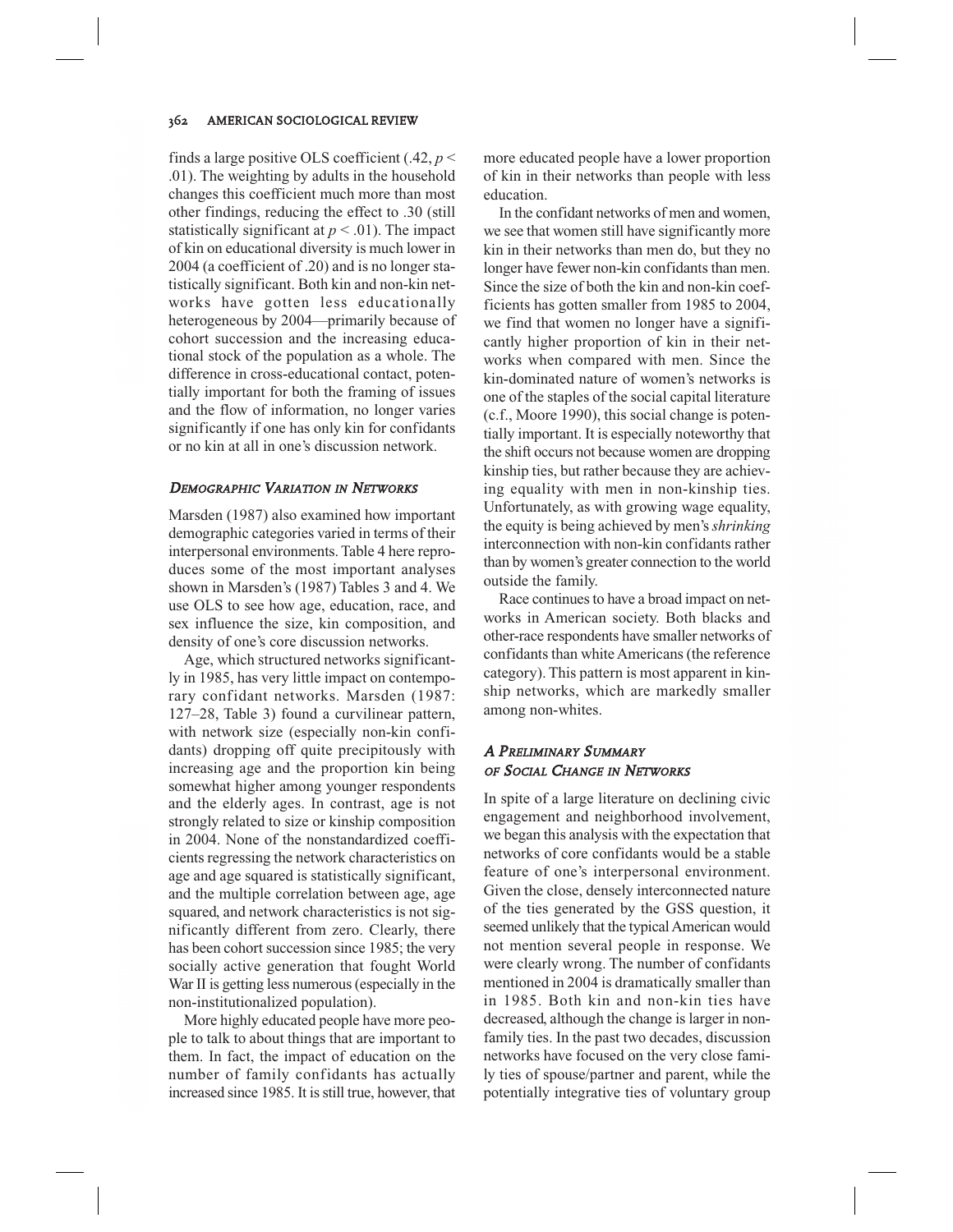finds a large positive OLS coefficient (.42, $p < .01$). The weighting by adults in the household changes this coefficient much more than most other findings, reducing the effect to .30 (still statistically significant at $p < .01$). The impact of kin on educational diversity is much lower in 2004 (a coefficient of .20) and is no longer statistically significant. Both kin and non-kin networks have gotten less educationally heterogeneous by 2004—primarily because of cohort succession and the increasing educational stock of the population as a whole. The difference in cross-educational contact, potentially important for both the framing of issues and the flow of information, no longer varies significantly if one has only kin for confidants or no kin at all in one's discussion network.

### *Demographic Variation in Networks*

Marsden (1987) also examined how important demographic categories varied in terms of their interpersonal environments. Table 4 here reproduces some of the most important analyses shown in Marsden's (1987) Tables 3 and 4. We use OLS to see how age, education, race, and sex influence the size, kin composition, and density of one's core discussion networks.

Age, which structured networks significantly in 1985, has very little impact on contemporary confidant networks. Marsden (1987: 127–28, Table 3) found a curvilinear pattern, with network size (especially non-kin confidants) dropping off quite precipitously with increasing age and the proportion kin being somewhat higher among younger respondents and the elderly ages. In contrast, age is not strongly related to size or kinship composition in 2004. None of the nonstandardized coefficients regressing the network characteristics on age and age squared is statistically significant, and the multiple correlation between age, age squared, and network characteristics is not significantly different from zero. Clearly, there has been cohort succession since 1985; the very socially active generation that fought World War II is getting less numerous (especially in the non-institutionalized population).

More highly educated people have more people to talk to about things that are important to them. In fact, the impact of education on the number of family confidants has actually increased since 1985. It is still true, however, that more educated people have a lower proportion of kin in their networks than people with less education.

In the confidant networks of men and women, we see that women still have significantly more kin in their networks than men do, but they no longer have fewer non-kin confidants than men. Since the size of both the kin and non-kin coefficients has gotten smaller from 1985 to 2004, we find that women no longer have a significantly higher proportion of kin in their networks when compared with men. Since the kin-dominated nature of women's networks is one of the staples of the social capital literature (c.f., Moore 1990), this social change is potentially important. It is especially noteworthy that the shift occurs not because women are dropping kinship ties, but rather because they are achieving equality with men in non-kinship ties. Unfortunately, as with growing wage equality, the equity is being achieved by men's *shrinking* interconnection with non-kin confidants rather than by women's greater connection to the world outside the family.

Race continues to have a broad impact on networks in American society. Both blacks and other-race respondents have smaller networks of confidants than white Americans (the reference category). This pattern is most apparent in kinship networks, which are markedly smaller among non-whites.

### *A Preliminary Summary of Social Change in Networks*

In spite of a large literature on declining civic engagement and neighborhood involvement, we began this analysis with the expectation that networks of core confidants would be a stable feature of one's interpersonal environment. Given the close, densely interconnected nature of the ties generated by the GSS question, it seemed unlikely that the typical American would not mention several people in response. We were clearly wrong. The number of confidants mentioned in 2004 is dramatically smaller than in 1985. Both kin and non-kin ties have decreased, although the change is larger in non-family ties. In the past two decades, discussion networks have focused on the very close family ties of spouse/partner and parent, while the potentially integrative ties of voluntary group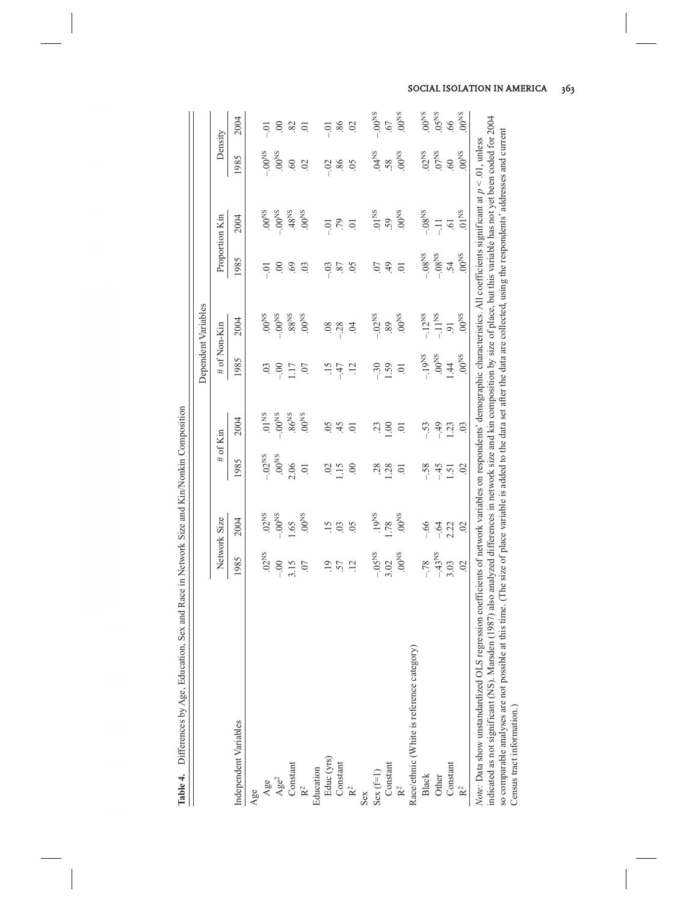**Table 4.** Differences by Age, Education, Sex and Race in Network Size and Kin/Nonkin Composition

| | Dependent Variables | | | | | | | | | |
|---|---|---|---|---|---|---|---|---|---|---|
| | Network Size | | # of Kin | | # of Non-Kin | | Proportion Kin | | Density | |
| Independent Variables | 1985 | 2004 | 1985 | 2004 | 1985 | 2004 | 1985 | 2004 | 1985 | 2004 |
| **Age** | | | | | | | | | | |
| Age | .02$^{NS}$ | .02$^{NS}$ | -.02$^{NS}$ | .01$^{NS}$ | .03 | .00$^{NS}$ | -.01 | .00$^{NS}$ | -.00$^{NS}$ | -.01 |
| Age$^2$ | -.00 | -.00$^{NS}$ | .00$^{NS}$ | -.00$^{NS}$ | -.00 | -.00$^{NS}$ | .00 | -.00$^{NS}$ | .00$^{NS}$ | .00 |
| Constant | 3.15 | 1.65 | 2.06 | .86$^{NS}$ | 1.17 | .88$^{NS}$ | .69 | .48$^{NS}$ | .60 | .82 |
| $R^2$ | .07 | .00$^{NS}$ | .01 | .00$^{NS}$ | .07 | .00$^{NS}$ | .03 | .00$^{NS}$ | .02 | .01 |
| **Education** | | | | | | | | | | |
| Educ (yrs) | .19 | .15 | .02 | .05 | .15 | .08 | -.03 | -.01 | -.02 | -.01 |
| Constant | .57 | .03 | 1.15 | .45 | -.47 | -.28 | .87 | .79 | .86 | .86 |
| $R^2$ | .12 | .05 | .00 | .01 | .12 | .04 | .05 | .01 | .05 | .02 |
| **Sex** | | | | | | | | | | |
| Sex (f=1) | -.05$^{NS}$ | .19$^{NS}$ | .28 | .23 | -.30 | -.02$^{NS}$ | .07 | .01$^{NS}$ | .04$^{NS}$ | -.00$^{NS}$ |
| Constant | 3.02 | 1.78 | 1.28 | 1.00 | 1.59 | .89 | .49 | .59 | .58 | .67 |
| $R^2$ | .00$^{NS}$ | .00$^{NS}$ | .01 | .01 | .01 | .00$^{NS}$ | .01 | .00$^{NS}$ | .00$^{NS}$ | .00$^{NS}$ |
| **Race/ethnic (White is reference category)** | | | | | | | | | | |
| Black | -.78 | -.66 | -.58 | -.53 | -.19$^{NS}$ | -.12$^{NS}$ | -.08$^{NS}$ | -.08$^{NS}$ | .02$^{NS}$ | .00$^{NS}$ |
| Other | -.43$^{NS}$ | -.64 | -.45 | -.49 | .00$^{NS}$ | -.11$^{NS}$ | -.08$^{NS}$ | -.11 | .07$^{NS}$ | .05$^{NS}$ |
| Constant | 3.03 | 2.22 | 1.51 | 1.23 | 1.44 | .91 | .54 | .61 | .60 | .66 |
| $R^2$ | .02 | .02 | .02 | .03 | .00$^{NS}$ | .00$^{NS}$ | .00$^{NS}$ | .01$^{NS}$ | .00$^{NS}$ | .00$^{NS}$ |

*Note:* Data show unstandardized OLS regression coefficients of network variables on respondents' demographic characteristics. All coefficients significant at $p < .01$, unless indicated as not significant (NS). Marsden (1987) also analyzed differences in network size and kin composition by size of place, but this variable has not yet been coded for 2004 so comparable analyses are not possible at this time. (The size of place variable is added to the data set after the data are collected, using the respondents' addresses and current Census tract information.)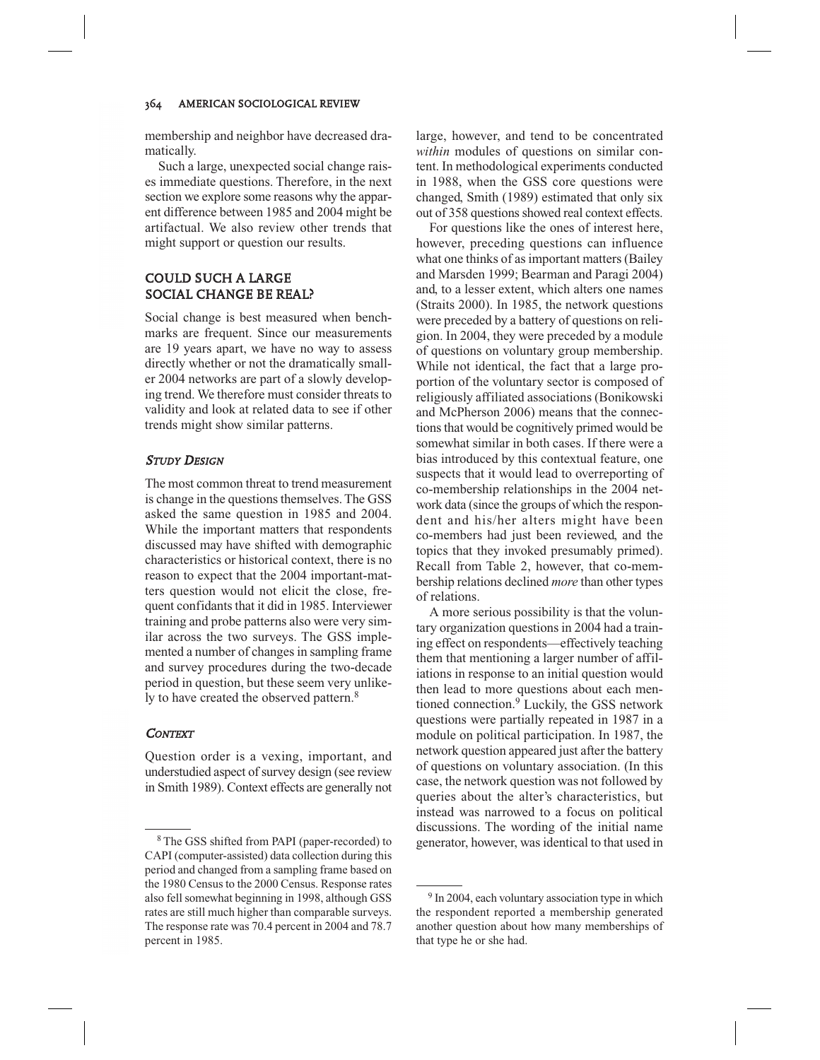membership and neighbor have decreased dramatically.

Such a large, unexpected social change raises immediate questions. Therefore, in the next section we explore some reasons why the apparent difference between 1985 and 2004 might be artifactual. We also review other trends that might support or question our results.

## COULD SUCH A LARGE SOCIAL CHANGE BE REAL?

Social change is best measured when benchmarks are frequent. Since our measurements are 19 years apart, we have no way to assess directly whether or not the dramatically smaller 2004 networks are part of a slowly developing trend. We therefore must consider threats to validity and look at related data to see if other trends might show similar patterns.

### *STUDY DESIGN*

The most common threat to trend measurement is change in the questions themselves. The GSS asked the same question in 1985 and 2004. While the important matters that respondents discussed may have shifted with demographic characteristics or historical context, there is no reason to expect that the 2004 important-matters question would not elicit the close, frequent confidants that it did in 1985. Interviewer training and probe patterns also were very similar across the two surveys. The GSS implemented a number of changes in sampling frame and survey procedures during the two-decade period in question, but these seem very unlikely to have created the observed pattern.[8]

### *CONTEXT*

Question order is a vexing, important, and understudied aspect of survey design (see review in Smith 1989). Context effects are generally not large, however, and tend to be concentrated *within* modules of questions on similar content. In methodological experiments conducted in 1988, when the GSS core questions were changed, Smith (1989) estimated that only six out of 358 questions showed real context effects.

For questions like the ones of interest here, however, preceding questions can influence what one thinks of as important matters (Bailey and Marsden 1999; Bearman and Paragi 2004) and, to a lesser extent, which alters one names (Straits 2000). In 1985, the network questions were preceded by a battery of questions on religion. In 2004, they were preceded by a module of questions on voluntary group membership. While not identical, the fact that a large proportion of the voluntary sector is composed of religiously affiliated associations (Bonikowski and McPherson 2006) means that the connections that would be cognitively primed would be somewhat similar in both cases. If there were a bias introduced by this contextual feature, one suspects that it would lead to overreporting of co-membership relationships in the 2004 network data (since the groups of which the respondent and his/her alters might have been co-members had just been reviewed, and the topics that they invoked presumably primed). Recall from Table 2, however, that co-membership relations declined *more* than other types of relations.

A more serious possibility is that the voluntary organization questions in 2004 had a training effect on respondents—effectively teaching them that mentioning a larger number of affiliations in response to an initial question would then lead to more questions about each mentioned connection.[9] Luckily, the GSS network questions were partially repeated in 1987 in a module on political participation. In 1987, the network question appeared just after the battery of questions on voluntary association. (In this case, the network question was not followed by queries about the alter's characteristics, but instead was narrowed to a focus on political discussions. The wording of the initial name generator, however, was identical to that used in

---

[8] The GSS shifted from PAPI (paper-recorded) to CAPI (computer-assisted) data collection during this period and changed from a sampling frame based on the 1980 Census to the 2000 Census. Response rates also fell somewhat beginning in 1998, although GSS rates are still much higher than comparable surveys. The response rate was 70.4 percent in 2004 and 78.7 percent in 1985.

[9] In 2004, each voluntary association type in which the respondent reported a membership generated another question about how many memberships of that type he or she had.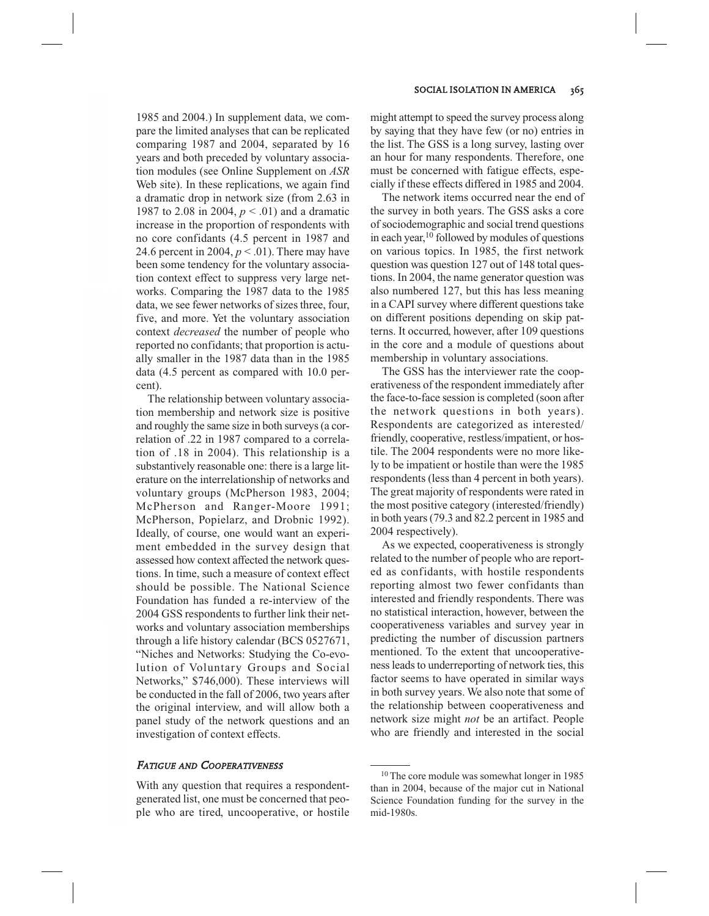1985 and 2004.) In supplement data, we compare the limited analyses that can be replicated comparing 1987 and 2004, separated by 16 years and both preceded by voluntary association modules (see Online Supplement on *ASR* Web site). In these replications, we again find a dramatic drop in network size (from 2.63 in 1987 to 2.08 in 2004, $p < .01$) and a dramatic increase in the proportion of respondents with no core confidants (4.5 percent in 1987 and 24.6 percent in 2004, $p < .01$). There may have been some tendency for the voluntary association context effect to suppress very large networks. Comparing the 1987 data to the 1985 data, we see fewer networks of sizes three, four, five, and more. Yet the voluntary association context *decreased* the number of people who reported no confidants; that proportion is actually smaller in the 1987 data than in the 1985 data (4.5 percent as compared with 10.0 percent).

The relationship between voluntary association membership and network size is positive and roughly the same size in both surveys (a correlation of .22 in 1987 compared to a correlation of .18 in 2004). This relationship is a substantively reasonable one: there is a large literature on the interrelationship of networks and voluntary groups (McPherson 1983, 2004; McPherson and Ranger-Moore 1991; McPherson, Popielarz, and Drobnic 1992). Ideally, of course, one would want an experiment embedded in the survey design that assessed how context affected the network questions. In time, such a measure of context effect should be possible. The National Science Foundation has funded a re-interview of the 2004 GSS respondents to further link their networks and voluntary association memberships through a life history calendar (BCS 0527671, "Niches and Networks: Studying the Co-evolution of Voluntary Groups and Social Networks," $746,000). These interviews will be conducted in the fall of 2006, two years after the original interview, and will allow both a panel study of the network questions and an investigation of context effects.

### *Fatigue and Cooperativeness*

With any question that requires a respondent-generated list, one must be concerned that people who are tired, uncooperative, or hostile might attempt to speed the survey process along by saying that they have few (or no) entries in the list. The GSS is a long survey, lasting over an hour for many respondents. Therefore, one must be concerned with fatigue effects, especially if these effects differed in 1985 and 2004.

The network items occurred near the end of the survey in both years. The GSS asks a core of sociodemographic and social trend questions in each year,[10] followed by modules of questions on various topics. In 1985, the first network question was question 127 out of 148 total questions. In 2004, the name generator question was also numbered 127, but this has less meaning in a CAPI survey where different questions take on different positions depending on skip patterns. It occurred, however, after 109 questions in the core and a module of questions about membership in voluntary associations.

The GSS has the interviewer rate the cooperativeness of the respondent immediately after the face-to-face session is completed (soon after the network questions in both years). Respondents are categorized as interested/friendly, cooperative, restless/impatient, or hostile. The 2004 respondents were no more likely to be impatient or hostile than were the 1985 respondents (less than 4 percent in both years). The great majority of respondents were rated in the most positive category (interested/friendly) in both years (79.3 and 82.2 percent in 1985 and 2004 respectively).

As we expected, cooperativeness is strongly related to the number of people who are reported as confidants, with hostile respondents reporting almost two fewer confidants than interested and friendly respondents. There was no statistical interaction, however, between the cooperativeness variables and survey year in predicting the number of discussion partners mentioned. To the extent that uncooperativeness leads to underreporting of network ties, this factor seems to have operated in similar ways in both survey years. We also note that some of the relationship between cooperativeness and network size might *not* be an artifact. People who are friendly and interested in the social

[10] The core module was somewhat longer in 1985 than in 2004, because of the major cut in National Science Foundation funding for the survey in the mid-1980s.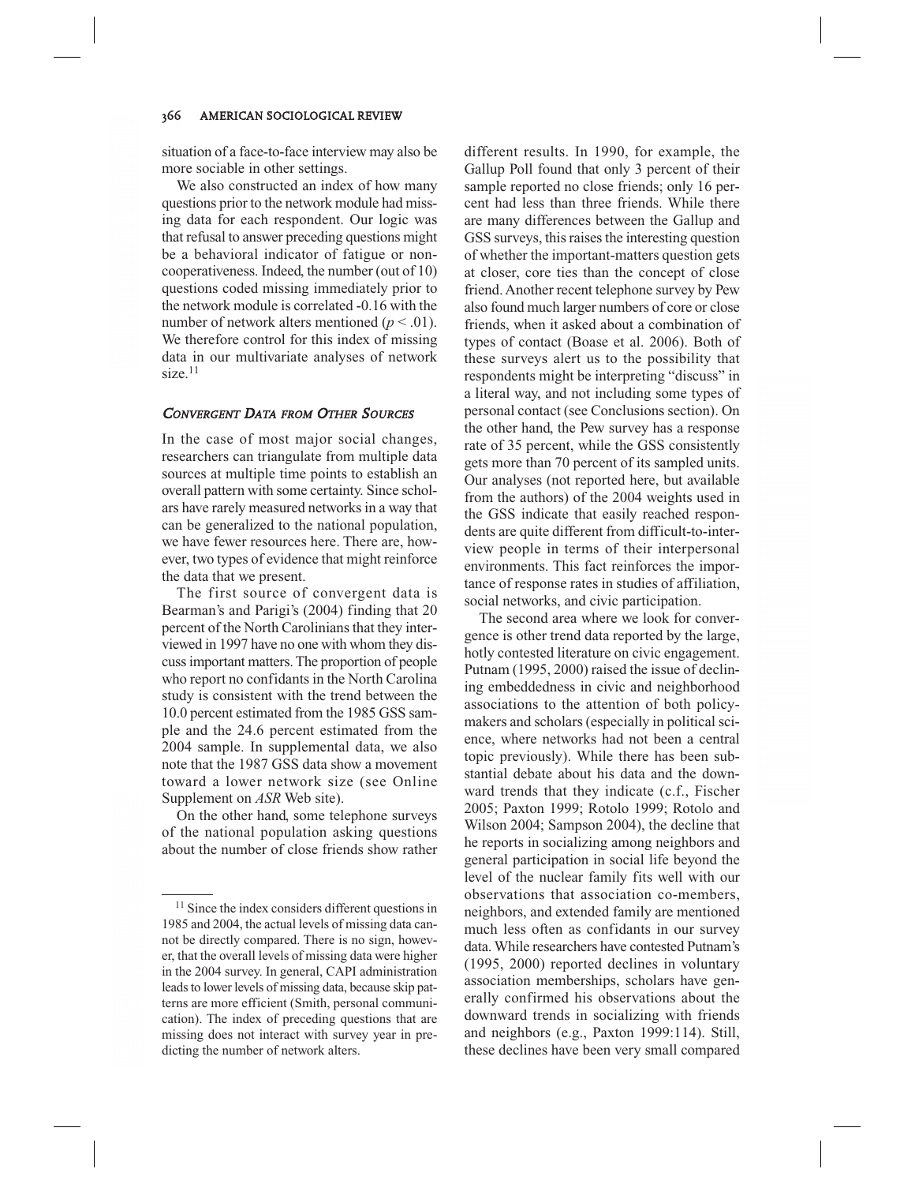situation of a face-to-face interview may also be more sociable in other settings.

We also constructed an index of how many questions prior to the network module had missing data for each respondent. Our logic was that refusal to answer preceding questions might be a behavioral indicator of fatigue or noncooperativeness. Indeed, the number (out of 10) questions coded missing immediately prior to the network module is correlated -0.16 with the number of network alters mentioned ($p < .01$). We therefore control for this index of missing data in our multivariate analyses of network size.[11]

### *Convergent Data from Other Sources*

In the case of most major social changes, researchers can triangulate from multiple data sources at multiple time points to establish an overall pattern with some certainty. Since scholars have rarely measured networks in a way that can be generalized to the national population, we have fewer resources here. There are, however, two types of evidence that might reinforce the data that we present.

The first source of convergent data is Bearman's and Parigi's (2004) finding that 20 percent of the North Carolinians that they interviewed in 1997 have no one with whom they discuss important matters. The proportion of people who report no confidants in the North Carolina study is consistent with the trend between the 10.0 percent estimated from the 1985 GSS sample and the 24.6 percent estimated from the 2004 sample. In supplemental data, we also note that the 1987 GSS data show a movement toward a lower network size (see Online Supplement on *ASR* Web site).

On the other hand, some telephone surveys of the national population asking questions about the number of close friends show rather different results. In 1990, for example, the Gallup Poll found that only 3 percent of their sample reported no close friends; only 16 percent had less than three friends. While there are many differences between the Gallup and GSS surveys, this raises the interesting question of whether the important-matters question gets at closer, core ties than the concept of close friend. Another recent telephone survey by Pew also found much larger numbers of core or close friends, when it asked about a combination of types of contact (Boase et al. 2006). Both of these surveys alert us to the possibility that respondents might be interpreting "discuss" in a literal way, and not including some types of personal contact (see Conclusions section). On the other hand, the Pew survey has a response rate of 35 percent, while the GSS consistently gets more than 70 percent of its sampled units. Our analyses (not reported here, but available from the authors) of the 2004 weights used in the GSS indicate that easily reached respondents are quite different from difficult-to-interview people in terms of their interpersonal environments. This fact reinforces the importance of response rates in studies of affiliation, social networks, and civic participation.

The second area where we look for convergence is other trend data reported by the large, hotly contested literature on civic engagement. Putnam (1995, 2000) raised the issue of declining embeddedness in civic and neighborhood associations to the attention of both policymakers and scholars (especially in political science, where networks had not been a central topic previously). While there has been substantial debate about his data and the downward trends that they indicate (c.f., Fischer 2005; Paxton 1999; Rotolo 1999; Rotolo and Wilson 2004; Sampson 2004), the decline that he reports in socializing among neighbors and general participation in social life beyond the level of the nuclear family fits well with our observations that association co-members, neighbors, and extended family are mentioned much less often as confidants in our survey data. While researchers have contested Putnam's (1995, 2000) reported declines in voluntary association memberships, scholars have generally confirmed his observations about the downward trends in socializing with friends and neighbors (e.g., Paxton 1999:114). Still, these declines have been very small compared

[11] Since the index considers different questions in 1985 and 2004, the actual levels of missing data cannot be directly compared. There is no sign, however, that the overall levels of missing data were higher in the 2004 survey. In general, CAPI administration leads to lower levels of missing data, because skip patterns are more efficient (Smith, personal communication). The index of preceding questions that are missing does not interact with survey year in predicting the number of network alters.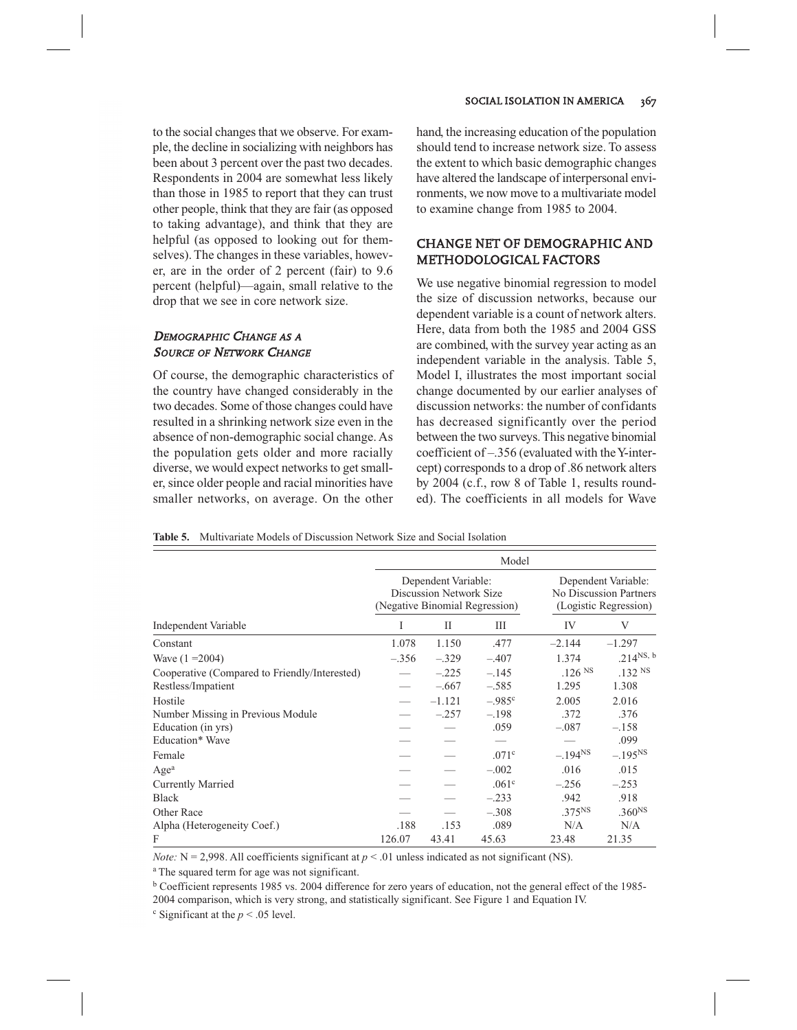to the social changes that we observe. For example, the decline in socializing with neighbors has been about 3 percent over the past two decades. Respondents in 2004 are somewhat less likely than those in 1985 to report that they can trust other people, think that they are fair (as opposed to taking advantage), and think that they are helpful (as opposed to looking out for themselves). The changes in these variables, however, are in the order of 2 percent (fair) to 9.6 percent (helpful)—again, small relative to the drop that we see in core network size.

### *Demographic Change as a Source of Network Change*

Of course, the demographic characteristics of the country have changed considerably in the two decades. Some of those changes could have resulted in a shrinking network size even in the absence of non-demographic social change. As the population gets older and more racially diverse, we would expect networks to get smaller, since older people and racial minorities have smaller networks, on average. On the other hand, the increasing education of the population should tend to increase network size. To assess the extent to which basic demographic changes have altered the landscape of interpersonal environments, we now move to a multivariate model to examine change from 1985 to 2004.

## Change Net of Demographic and Methodological Factors

We use negative binomial regression to model the size of discussion networks, because our dependent variable is a count of network alters. Here, data from both the 1985 and 2004 GSS are combined, with the survey year acting as an independent variable in the analysis. Table 5, Model I, illustrates the most important social change documented by our earlier analyses of discussion networks: the number of confidants has decreased significantly over the period between the two surveys. This negative binomial coefficient of –.356 (evaluated with the Y-intercept) corresponds to a drop of .86 network alters by 2004 (c.f., row 8 of Table 1, results rounded). The coefficients in all models for Wave

**Table 5.** Multivariate Models of Discussion Network Size and Social Isolation

| | Model | | | | |
|---|---|---|---|---|---|
| | Dependent Variable: Discussion Network Size (Negative Binomial Regression) | | | Dependent Variable: No Discussion Partners (Logistic Regression) | |
| Independent Variable | I | II | III | IV | V |
| Constant | 1.078 | 1.150 | .477 | –2.144 | –1.297 |
| Wave (1 =2004) | –.356 | –.329 | –.407 | 1.374 | .214[NS, b] |
| Cooperative (Compared to Friendly/Interested) | — | –.225 | –.145 | .126 [NS] | .132 [NS] |
| Restless/Impatient | — | –.667 | –.585 | 1.295 | 1.308 |
| Hostile | — | –1.121 | –.985[c] | 2.005 | 2.016 |
| Number Missing in Previous Module | — | –.257 | –.198 | .372 | .376 |
| Education (in yrs) | — | — | .059 | –.087 | –.158 |
| Education* Wave | — | — | — | — | .099 |
| Female | — | — | .071[c] | –.194[NS] | –.195[NS] |
| Age[a] | — | — | –.002 | .016 | .015 |
| Currently Married | — | — | .061[c] | –.256 | –.253 |
| Black | — | — | –.233 | .942 | .918 |
| Other Race | — | — | –.308 | .375[NS] | .360[NS] |
| Alpha (Heterogeneity Coef.) | .188 | .153 | .089 | N/A | N/A |
| F | 126.07 | 43.41 | 45.63 | 23.48 | 21.35 |

*Note:* N = 2,998. All coefficients significant at $p < .01$ unless indicated as not significant (NS).

[a] The squared term for age was not significant.

[b] Coefficient represents 1985 vs. 2004 difference for zero years of education, not the general effect of the 1985-2004 comparison, which is very strong, and statistically significant. See Figure 1 and Equation IV.

[c] Significant at the $p < .05$ level.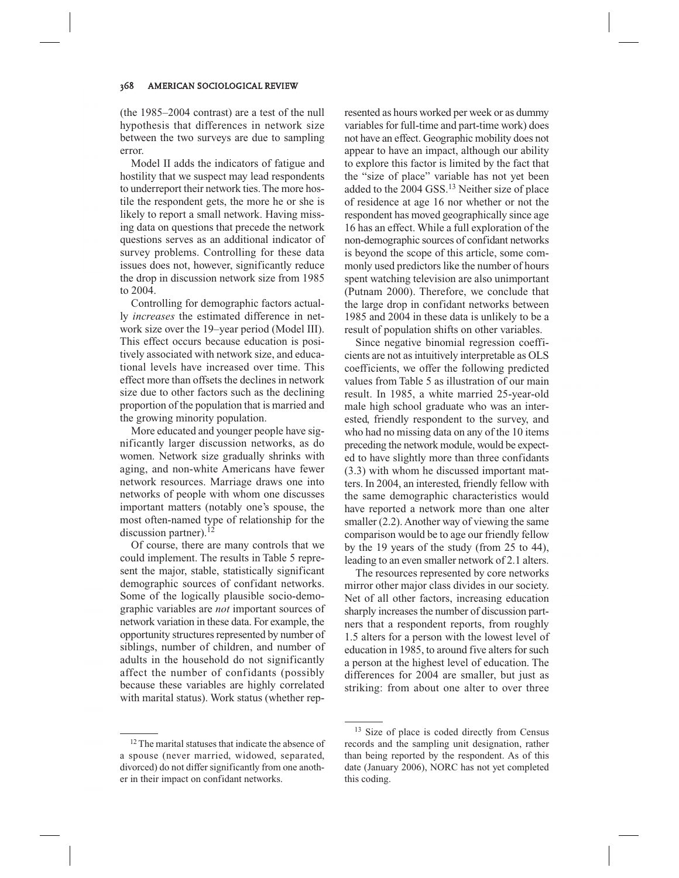(the 1985–2004 contrast) are a test of the null hypothesis that differences in network size between the two surveys are due to sampling error.

Model II adds the indicators of fatigue and hostility that we suspect may lead respondents to underreport their network ties. The more hostile the respondent gets, the more he or she is likely to report a small network. Having missing data on questions that precede the network questions serves as an additional indicator of survey problems. Controlling for these data issues does not, however, significantly reduce the drop in discussion network size from 1985 to 2004.

Controlling for demographic factors actually *increases* the estimated difference in network size over the 19–year period (Model III). This effect occurs because education is positively associated with network size, and educational levels have increased over time. This effect more than offsets the declines in network size due to other factors such as the declining proportion of the population that is married and the growing minority population.

More educated and younger people have significantly larger discussion networks, as do women. Network size gradually shrinks with aging, and non-white Americans have fewer network resources. Marriage draws one into networks of people with whom one discusses important matters (notably one's spouse, the most often-named type of relationship for the discussion partner).[12]

Of course, there are many controls that we could implement. The results in Table 5 represent the major, stable, statistically significant demographic sources of confidant networks. Some of the logically plausible socio-demographic variables are *not* important sources of network variation in these data. For example, the opportunity structures represented by number of siblings, number of children, and number of adults in the household do not significantly affect the number of confidants (possibly because these variables are highly correlated with marital status). Work status (whether represented as hours worked per week or as dummy variables for full-time and part-time work) does not have an effect. Geographic mobility does not appear to have an impact, although our ability to explore this factor is limited by the fact that the "size of place" variable has not yet been added to the 2004 GSS.[13] Neither size of place of residence at age 16 nor whether or not the respondent has moved geographically since age 16 has an effect. While a full exploration of the non-demographic sources of confidant networks is beyond the scope of this article, some commonly used predictors like the number of hours spent watching television are also unimportant (Putnam 2000). Therefore, we conclude that the large drop in confidant networks between 1985 and 2004 in these data is unlikely to be a result of population shifts on other variables.

Since negative binomial regression coefficients are not as intuitively interpretable as OLS coefficients, we offer the following predicted values from Table 5 as illustration of our main result. In 1985, a white married 25-year-old male high school graduate who was an interested, friendly respondent to the survey, and who had no missing data on any of the 10 items preceding the network module, would be expected to have slightly more than three confidants (3.3) with whom he discussed important matters. In 2004, an interested, friendly fellow with the same demographic characteristics would have reported a network more than one alter smaller (2.2). Another way of viewing the same comparison would be to age our friendly fellow by the 19 years of the study (from 25 to 44), leading to an even smaller network of 2.1 alters.

The resources represented by core networks mirror other major class divides in our society. Net of all other factors, increasing education sharply increases the number of discussion partners that a respondent reports, from roughly 1.5 alters for a person with the lowest level of education in 1985, to around five alters for such a person at the highest level of education. The differences for 2004 are smaller, but just as striking: from about one alter to over three

---

[12] The marital statuses that indicate the absence of a spouse (never married, widowed, separated, divorced) do not differ significantly from one another in their impact on confidant networks.

[13] Size of place is coded directly from Census records and the sampling unit designation, rather than being reported by the respondent. As of this date (January 2006), NORC has not yet completed this coding.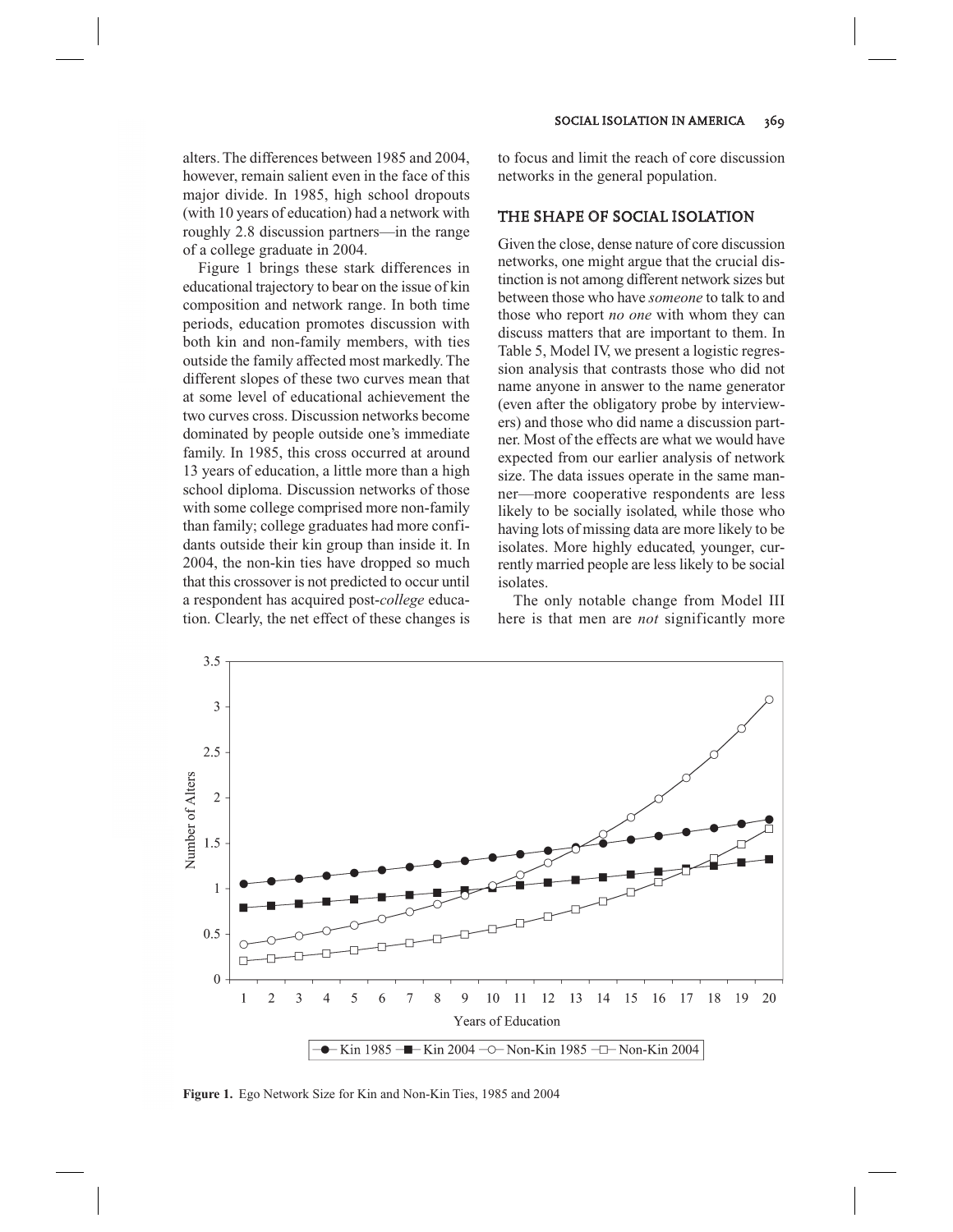alters. The differences between 1985 and 2004, however, remain salient even in the face of this major divide. In 1985, high school dropouts (with 10 years of education) had a network with roughly 2.8 discussion partners—in the range of a college graduate in 2004.

Figure 1 brings these stark differences in educational trajectory to bear on the issue of kin composition and network range. In both time periods, education promotes discussion with both kin and non-family members, with ties outside the family affected most markedly. The different slopes of these two curves mean that at some level of educational achievement the two curves cross. Discussion networks become dominated by people outside one's immediate family. In 1985, this cross occurred at around 13 years of education, a little more than a high school diploma. Discussion networks of those with some college comprised more non-family than family; college graduates had more confidants outside their kin group than inside it. In 2004, the non-kin ties have dropped so much that this crossover is not predicted to occur until a respondent has acquired post-*college* education. Clearly, the net effect of these changes is to focus and limit the reach of core discussion networks in the general population.

## THE SHAPE OF SOCIAL ISOLATION

Given the close, dense nature of core discussion networks, one might argue that the crucial distinction is not among different network sizes but between those who have *someone* to talk to and those who report *no one* with whom they can discuss matters that are important to them. In Table 5, Model IV, we present a logistic regression analysis that contrasts those who did not name anyone in answer to the name generator (even after the obligatory probe by interviewers) and those who did name a discussion partner. Most of the effects are what we would have expected from our earlier analysis of network size. The data issues operate in the same manner—more cooperative respondents are less likely to be socially isolated, while those who having lots of missing data are more likely to be isolates. More highly educated, younger, currently married people are less likely to be social isolates.

The only notable change from Model III here is that men are *not* significantly more

**Figure 1.** Ego Network Size for Kin and Non-Kin Ties, 1985 and 2004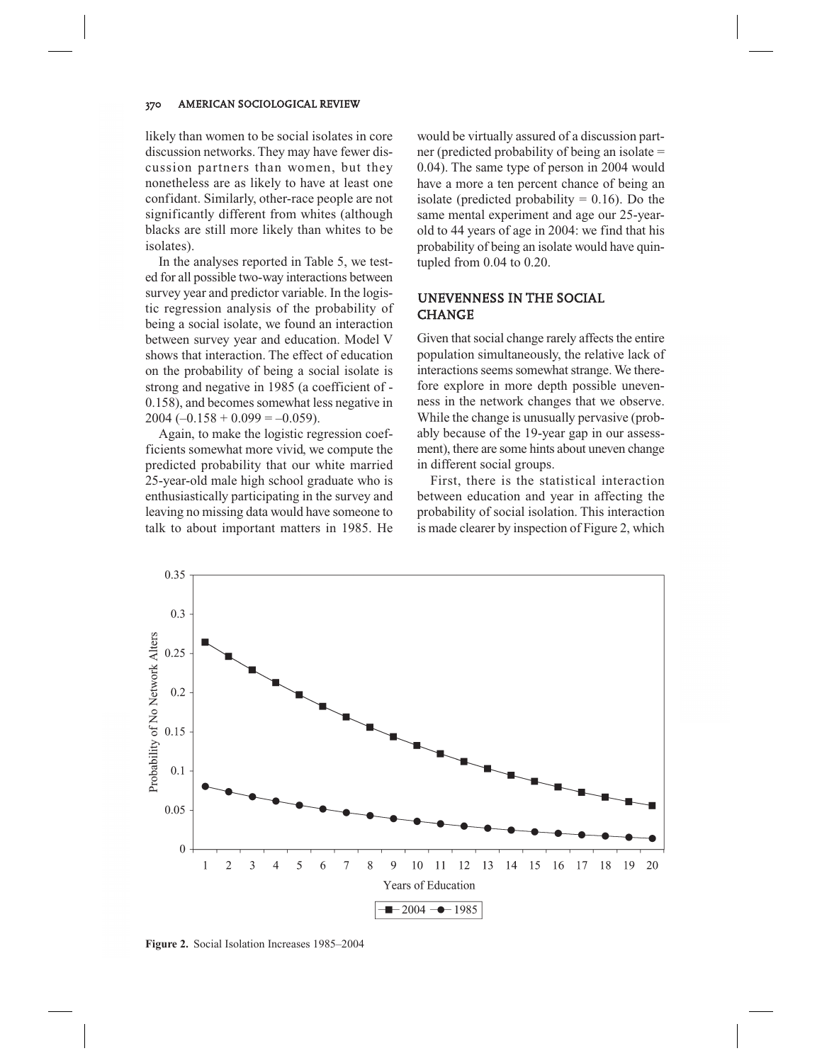likely than women to be social isolates in core discussion networks. They may have fewer discussion partners than women, but they nonetheless are as likely to have at least one confidant. Similarly, other-race people are not significantly different from whites (although blacks are still more likely than whites to be isolates).

In the analyses reported in Table 5, we tested for all possible two-way interactions between survey year and predictor variable. In the logistic regression analysis of the probability of being a social isolate, we found an interaction between survey year and education. Model V shows that interaction. The effect of education on the probability of being a social isolate is strong and negative in 1985 (a coefficient of -0.158), and becomes somewhat less negative in 2004 (–0.158 + 0.099 = –0.059).

Again, to make the logistic regression coefficients somewhat more vivid, we compute the predicted probability that our white married 25-year-old male high school graduate who is enthusiastically participating in the survey and leaving no missing data would have someone to talk to about important matters in 1985. He would be virtually assured of a discussion partner (predicted probability of being an isolate = 0.04). The same type of person in 2004 would have a more a ten percent chance of being an isolate (predicted probability = 0.16). Do the same mental experiment and age our 25-year-old to 44 years of age in 2004: we find that his probability of being an isolate would have quintupled from 0.04 to 0.20.

## UNEVENNESS IN THE SOCIAL CHANGE

Given that social change rarely affects the entire population simultaneously, the relative lack of interactions seems somewhat strange. We therefore explore in more depth possible unevenness in the network changes that we observe. While the change is unusually pervasive (probably because of the 19-year gap in our assessment), there are some hints about uneven change in different social groups.

First, there is the statistical interaction between education and year in affecting the probability of social isolation. This interaction is made clearer by inspection of Figure 2, which

**Figure 2.** Social Isolation Increases 1985–2004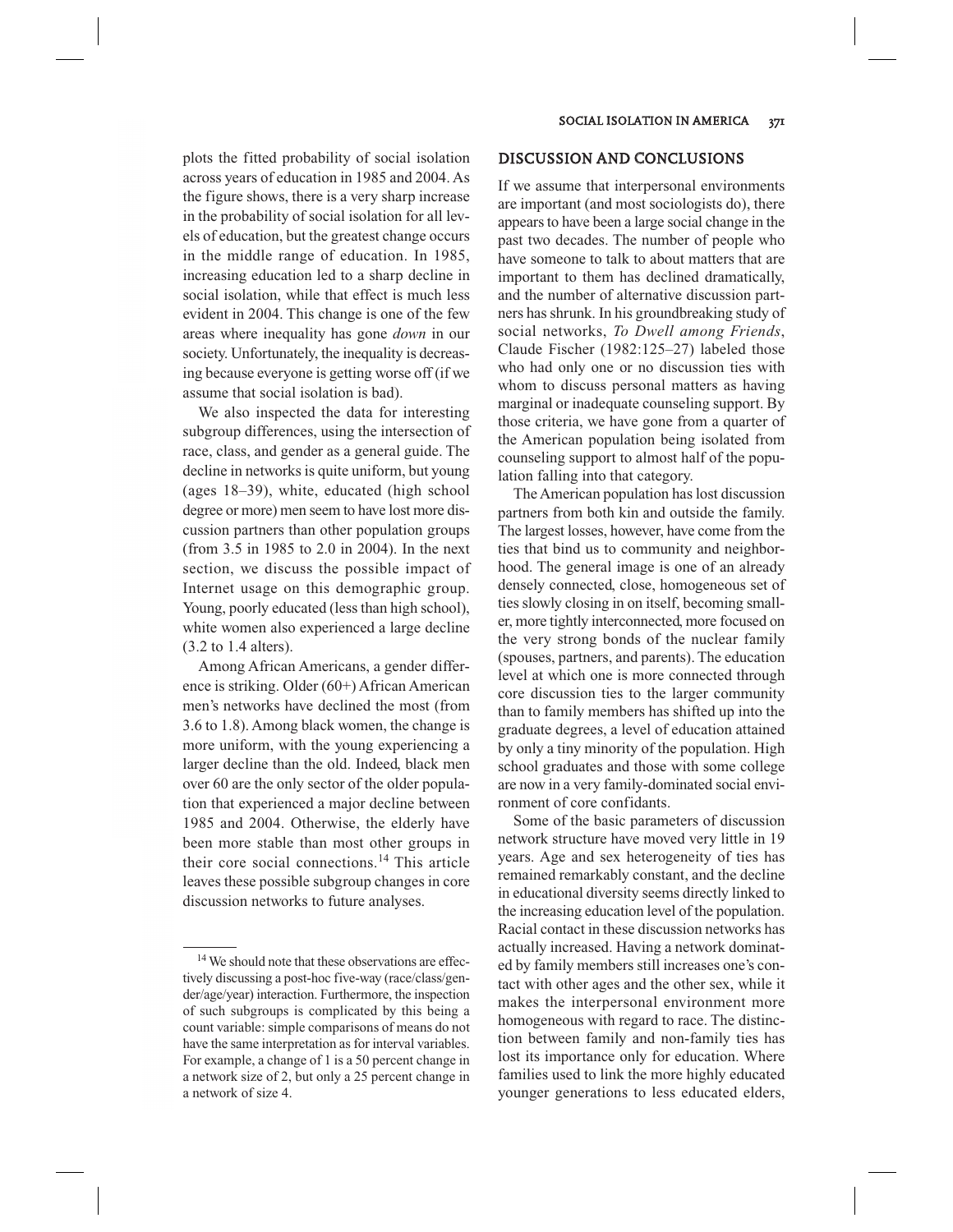plots the fitted probability of social isolation across years of education in 1985 and 2004. As the figure shows, there is a very sharp increase in the probability of social isolation for all levels of education, but the greatest change occurs in the middle range of education. In 1985, increasing education led to a sharp decline in social isolation, while that effect is much less evident in 2004. This change is one of the few areas where inequality has gone *down* in our society. Unfortunately, the inequality is decreasing because everyone is getting worse off (if we assume that social isolation is bad).

We also inspected the data for interesting subgroup differences, using the intersection of race, class, and gender as a general guide. The decline in networks is quite uniform, but young (ages 18–39), white, educated (high school degree or more) men seem to have lost more discussion partners than other population groups (from 3.5 in 1985 to 2.0 in 2004). In the next section, we discuss the possible impact of Internet usage on this demographic group. Young, poorly educated (less than high school), white women also experienced a large decline (3.2 to 1.4 alters).

Among African Americans, a gender difference is striking. Older (60+) African American men's networks have declined the most (from 3.6 to 1.8). Among black women, the change is more uniform, with the young experiencing a larger decline than the old. Indeed, black men over 60 are the only sector of the older population that experienced a major decline between 1985 and 2004. Otherwise, the elderly have been more stable than most other groups in their core social connections.[14] This article leaves these possible subgroup changes in core discussion networks to future analyses.

[14] We should note that these observations are effectively discussing a post-hoc five-way (race/class/gender/age/year) interaction. Furthermore, the inspection of such subgroups is complicated by this being a count variable: simple comparisons of means do not have the same interpretation as for interval variables. For example, a change of 1 is a 50 percent change in a network size of 2, but only a 25 percent change in a network of size 4.

## DISCUSSION AND CONCLUSIONS

If we assume that interpersonal environments are important (and most sociologists do), there appears to have been a large social change in the past two decades. The number of people who have someone to talk to about matters that are important to them has declined dramatically, and the number of alternative discussion partners has shrunk. In his groundbreaking study of social networks, *To Dwell among Friends*, Claude Fischer (1982:125–27) labeled those who had only one or no discussion ties with whom to discuss personal matters as having marginal or inadequate counseling support. By those criteria, we have gone from a quarter of the American population being isolated from counseling support to almost half of the population falling into that category.

The American population has lost discussion partners from both kin and outside the family. The largest losses, however, have come from the ties that bind us to community and neighborhood. The general image is one of an already densely connected, close, homogeneous set of ties slowly closing in on itself, becoming smaller, more tightly interconnected, more focused on the very strong bonds of the nuclear family (spouses, partners, and parents). The education level at which one is more connected through core discussion ties to the larger community than to family members has shifted up into the graduate degrees, a level of education attained by only a tiny minority of the population. High school graduates and those with some college are now in a very family-dominated social environment of core confidants.

Some of the basic parameters of discussion network structure have moved very little in 19 years. Age and sex heterogeneity of ties has remained remarkably constant, and the decline in educational diversity seems directly linked to the increasing education level of the population. Racial contact in these discussion networks has actually increased. Having a network dominated by family members still increases one's contact with other ages and the other sex, while it makes the interpersonal environment more homogeneous with regard to race. The distinction between family and non-family ties has lost its importance only for education. Where families used to link the more highly educated younger generations to less educated elders,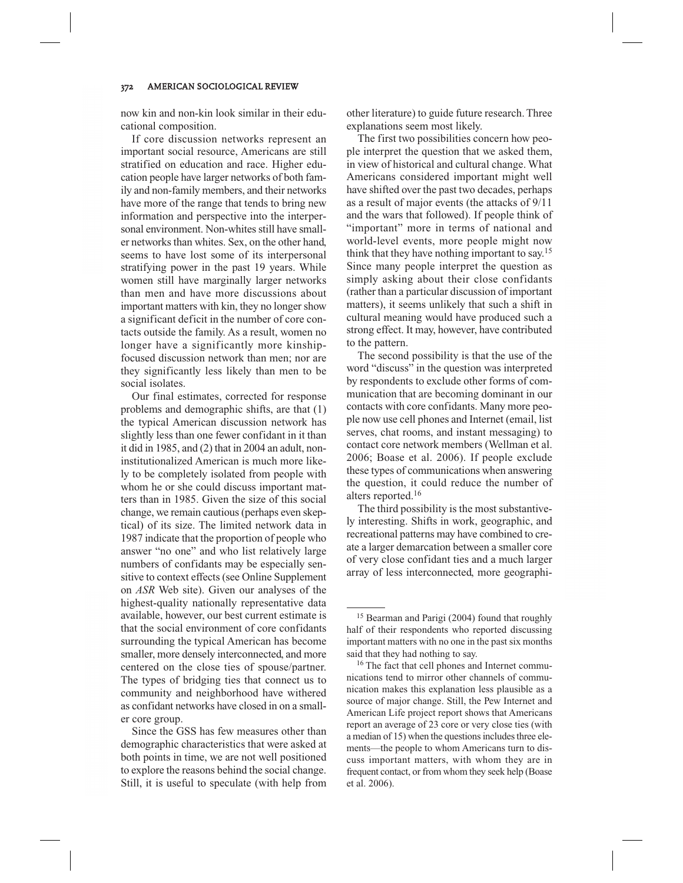now kin and non-kin look similar in their educational composition.

If core discussion networks represent an important social resource, Americans are still stratified on education and race. Higher education people have larger networks of both family and non-family members, and their networks have more of the range that tends to bring new information and perspective into the interpersonal environment. Non-whites still have smaller networks than whites. Sex, on the other hand, seems to have lost some of its interpersonal stratifying power in the past 19 years. While women still have marginally larger networks than men and have more discussions about important matters with kin, they no longer show a significant deficit in the number of core contacts outside the family. As a result, women no longer have a significantly more kinship-focused discussion network than men; nor are they significantly less likely than men to be social isolates.

Our final estimates, corrected for response problems and demographic shifts, are that (1) the typical American discussion network has slightly less than one fewer confidant in it than it did in 1985, and (2) that in 2004 an adult, non-institutionalized American is much more likely to be completely isolated from people with whom he or she could discuss important matters than in 1985. Given the size of this social change, we remain cautious (perhaps even skeptical) of its size. The limited network data in 1987 indicate that the proportion of people who answer "no one" and who list relatively large numbers of confidants may be especially sensitive to context effects (see Online Supplement on *ASR* Web site). Given our analyses of the highest-quality nationally representative data available, however, our best current estimate is that the social environment of core confidants surrounding the typical American has become smaller, more densely interconnected, and more centered on the close ties of spouse/partner. The types of bridging ties that connect us to community and neighborhood have withered as confidant networks have closed in on a smaller core group.

Since the GSS has few measures other than demographic characteristics that were asked at both points in time, we are not well positioned to explore the reasons behind the social change. Still, it is useful to speculate (with help from other literature) to guide future research. Three explanations seem most likely.

The first two possibilities concern how people interpret the question that we asked them, in view of historical and cultural change. What Americans considered important might well have shifted over the past two decades, perhaps as a result of major events (the attacks of 9/11 and the wars that followed). If people think of "important" more in terms of national and world-level events, more people might now think that they have nothing important to say.[15] Since many people interpret the question as simply asking about their close confidants (rather than a particular discussion of important matters), it seems unlikely that such a shift in cultural meaning would have produced such a strong effect. It may, however, have contributed to the pattern.

The second possibility is that the use of the word "discuss" in the question was interpreted by respondents to exclude other forms of communication that are becoming dominant in our contacts with core confidants. Many more people now use cell phones and Internet (email, list serves, chat rooms, and instant messaging) to contact core network members (Wellman et al. 2006; Boase et al. 2006). If people exclude these types of communications when answering the question, it could reduce the number of alters reported.[16]

The third possibility is the most substantively interesting. Shifts in work, geographic, and recreational patterns may have combined to create a larger demarcation between a smaller core of very close confidant ties and a much larger array of less interconnected, more geographi-

---

[15] Bearman and Parigi (2004) found that roughly half of their respondents who reported discussing important matters with no one in the past six months said that they had nothing to say.

[16] The fact that cell phones and Internet communications tend to mirror other channels of communication makes this explanation less plausible as a source of major change. Still, the Pew Internet and American Life project report shows that Americans report an average of 23 core or very close ties (with a median of 15) when the questions includes three elements—the people to whom Americans turn to discuss important matters, with whom they are in frequent contact, or from whom they seek help (Boase et al. 2006).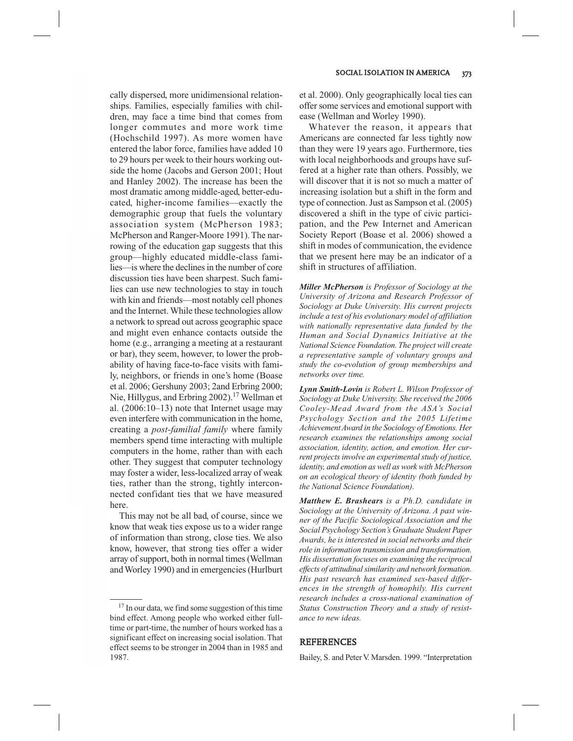cally dispersed, more unidimensional relationships. Families, especially families with children, may face a time bind that comes from longer commutes and more work time (Hochschild 1997). As more women have entered the labor force, families have added 10 to 29 hours per week to their hours working outside the home (Jacobs and Gerson 2001; Hout and Hanley 2002). The increase has been the most dramatic among middle-aged, better-educated, higher-income families—exactly the demographic group that fuels the voluntary association system (McPherson 1983; McPherson and Ranger-Moore 1991). The narrowing of the education gap suggests that this group—highly educated middle-class families—is where the declines in the number of core discussion ties have been sharpest. Such families can use new technologies to stay in touch with kin and friends—most notably cell phones and the Internet. While these technologies allow a network to spread out across geographic space and might even enhance contacts outside the home (e.g., arranging a meeting at a restaurant or bar), they seem, however, to lower the probability of having face-to-face visits with family, neighbors, or friends in one's home (Boase et al. 2006; Gershuny 2003; 2and Erbring 2000; Nie, Hillygus, and Erbring 2002).[17] Wellman et al. (2006:10–13) note that Internet usage may even interfere with communication in the home, creating a *post-familial family* where family members spend time interacting with multiple computers in the home, rather than with each other. They suggest that computer technology may foster a wider, less-localized array of weak ties, rather than the strong, tightly interconnected confidant ties that we have measured here.

This may not be all bad, of course, since we know that weak ties expose us to a wider range of information than strong, close ties. We also know, however, that strong ties offer a wider array of support, both in normal times (Wellman and Worley 1990) and in emergencies (Hurlbert et al. 2000). Only geographically local ties can offer some services and emotional support with ease (Wellman and Worley 1990).

Whatever the reason, it appears that Americans are connected far less tightly now than they were 19 years ago. Furthermore, ties with local neighborhoods and groups have suffered at a higher rate than others. Possibly, we will discover that it is not so much a matter of increasing isolation but a shift in the form and type of connection. Just as Sampson et al. (2005) discovered a shift in the type of civic participation, and the Pew Internet and American Society Report (Boase et al. 2006) showed a shift in modes of communication, the evidence that we present here may be an indicator of a shift in structures of affiliation.

[17] In our data, we find some suggestion of this time bind effect. Among people who worked either full-time or part-time, the number of hours worked has a significant effect on increasing social isolation. That effect seems to be stronger in 2004 than in 1985 and 1987.

***Miller McPherson*** *is Professor of Sociology at the University of Arizona and Research Professor of Sociology at Duke University. His current projects include a test of his evolutionary model of affiliation with nationally representative data funded by the Human and Social Dynamics Initiative at the National Science Foundation. The project will create a representative sample of voluntary groups and study the co-evolution of group memberships and networks over time.*

***Lynn Smith-Lovin*** *is Robert L. Wilson Professor of Sociology at Duke University. She received the 2006 Cooley-Mead Award from the ASA's Social Psychology Section and the 2005 Lifetime Achievement Award in the Sociology of Emotions. Her research examines the relationships among social association, identity, action, and emotion. Her current projects involve an experimental study of justice, identity, and emotion as well as work with McPherson on an ecological theory of identity (both funded by the National Science Foundation).*

***Matthew E. Brashears*** *is a Ph.D. candidate in Sociology at the University of Arizona. A past winner of the Pacific Sociological Association and the Social Psychology Section's Graduate Student Paper Awards, he is interested in social networks and their role in information transmission and transformation. His dissertation focuses on examining the reciprocal effects of attitudinal similarity and network formation. His past research has examined sex-based differences in the strength of homophily. His current research includes a cross-national examination of Status Construction Theory and a study of resistance to new ideas.*

## REFERENCES

Bailey, S. and Peter V. Marsden. 1999. "Interpretation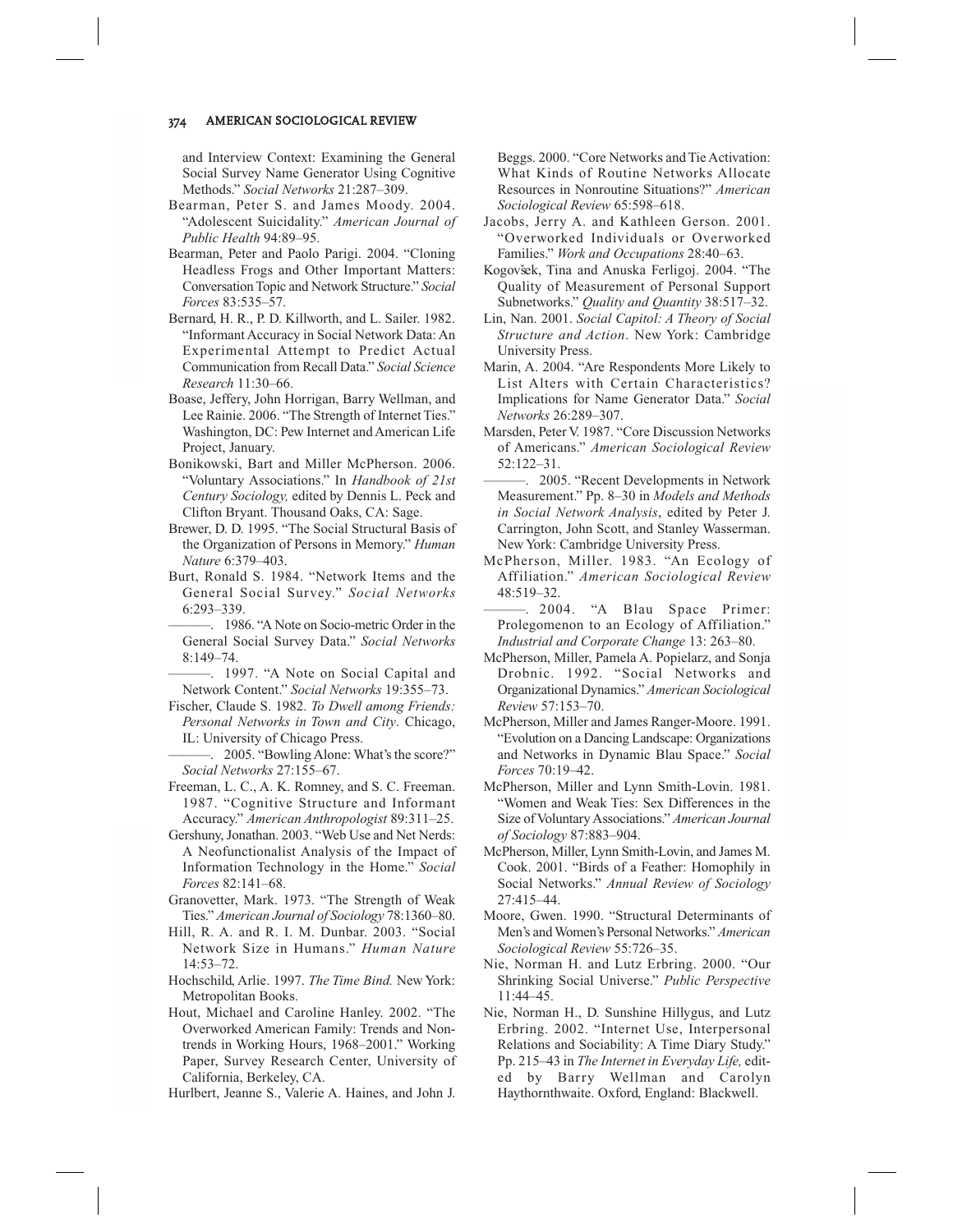and Interview Context: Examining the General Social Survey Name Generator Using Cognitive Methods." *Social Networks* 21:287–309.

Bearman, Peter S. and James Moody. 2004. "Adolescent Suicidality." *American Journal of Public Health* 94:89–95.

Bearman, Peter and Paolo Parigi. 2004. "Cloning Headless Frogs and Other Important Matters: Conversation Topic and Network Structure." *Social Forces* 83:535–57.

Bernard, H. R., P. D. Killworth, and L. Sailer. 1982. "Informant Accuracy in Social Network Data: An Experimental Attempt to Predict Actual Communication from Recall Data." *Social Science Research* 11:30–66.

Boase, Jeffery, John Horrigan, Barry Wellman, and Lee Rainie. 2006. "The Strength of Internet Ties." Washington, DC: Pew Internet and American Life Project, January.

Bonikowski, Bart and Miller McPherson. 2006. "Voluntary Associations." In *Handbook of 21st Century Sociology,* edited by Dennis L. Peck and Clifton Bryant. Thousand Oaks, CA: Sage.

Brewer, D. D. 1995. "The Social Structural Basis of the Organization of Persons in Memory." *Human Nature* 6:379–403.

Burt, Ronald S. 1984. "Network Items and the General Social Survey." *Social Networks* 6:293–339.

———. 1986. "A Note on Socio-metric Order in the General Social Survey Data." *Social Networks* 8:149–74.

———. 1997. "A Note on Social Capital and Network Content." *Social Networks* 19:355–73.

Fischer, Claude S. 1982. *To Dwell among Friends: Personal Networks in Town and City*. Chicago, IL: University of Chicago Press.

———. 2005. "Bowling Alone: What's the score?" *Social Networks* 27:155–67.

Freeman, L. C., A. K. Romney, and S. C. Freeman. 1987. "Cognitive Structure and Informant Accuracy." *American Anthropologist* 89:311–25.

Gershuny, Jonathan. 2003. "Web Use and Net Nerds: A Neofunctionalist Analysis of the Impact of Information Technology in the Home." *Social Forces* 82:141–68.

Granovetter, Mark. 1973. "The Strength of Weak Ties." *American Journal of Sociology* 78:1360–80.

Hill, R. A. and R. I. M. Dunbar. 2003. "Social Network Size in Humans." *Human Nature* 14:53–72.

Hochschild, Arlie. 1997. *The Time Bind.* New York: Metropolitan Books.

Hout, Michael and Caroline Hanley. 2002. "The Overworked American Family: Trends and Non-trends in Working Hours, 1968–2001." Working Paper, Survey Research Center, University of California, Berkeley, CA.

Hurlbert, Jeanne S., Valerie A. Haines, and John J. Beggs. 2000. "Core Networks and Tie Activation: What Kinds of Routine Networks Allocate Resources in Nonroutine Situations?" *American Sociological Review* 65:598–618.

Jacobs, Jerry A. and Kathleen Gerson. 2001. "Overworked Individuals or Overworked Families." *Work and Occupations* 28:40–63.

Kogovšek, Tina and Anuska Ferligoj. 2004. "The Quality of Measurement of Personal Support Subnetworks." *Quality and Quantity* 38:517–32.

Lin, Nan. 2001. *Social Capitol: A Theory of Social Structure and Action*. New York: Cambridge University Press.

Marin, A. 2004. "Are Respondents More Likely to List Alters with Certain Characteristics? Implications for Name Generator Data." *Social Networks* 26:289–307.

Marsden, Peter V. 1987. "Core Discussion Networks of Americans." *American Sociological Review* 52:122–31.

———. 2005. "Recent Developments in Network Measurement." Pp. 8–30 in *Models and Methods in Social Network Analysis*, edited by Peter J. Carrington, John Scott, and Stanley Wasserman. New York: Cambridge University Press.

McPherson, Miller. 1983. "An Ecology of Affiliation." *American Sociological Review* 48:519–32.

———. 2004. "A Blau Space Primer: Prolegomenon to an Ecology of Affiliation." *Industrial and Corporate Change* 13: 263–80.

McPherson, Miller, Pamela A. Popielarz, and Sonja Drobnic. 1992. "Social Networks and Organizational Dynamics." *American Sociological Review* 57:153–70.

McPherson, Miller and James Ranger-Moore. 1991. "Evolution on a Dancing Landscape: Organizations and Networks in Dynamic Blau Space." *Social Forces* 70:19–42.

McPherson, Miller and Lynn Smith-Lovin. 1981. "Women and Weak Ties: Sex Differences in the Size of Voluntary Associations." *American Journal of Sociology* 87:883–904.

McPherson, Miller, Lynn Smith-Lovin, and James M. Cook. 2001. "Birds of a Feather: Homophily in Social Networks." *Annual Review of Sociology* 27:415–44.

Moore, Gwen. 1990. "Structural Determinants of Men's and Women's Personal Networks." *American Sociological Review* 55:726–35.

Nie, Norman H. and Lutz Erbring. 2000. "Our Shrinking Social Universe." *Public Perspective* 11:44–45.

Nie, Norman H., D. Sunshine Hillygus, and Lutz Erbring. 2002. "Internet Use, Interpersonal Relations and Sociability: A Time Diary Study." Pp. 215–43 in *The Internet in Everyday Life,* edited by Barry Wellman and Carolyn Haythornthwaite. Oxford, England: Blackwell.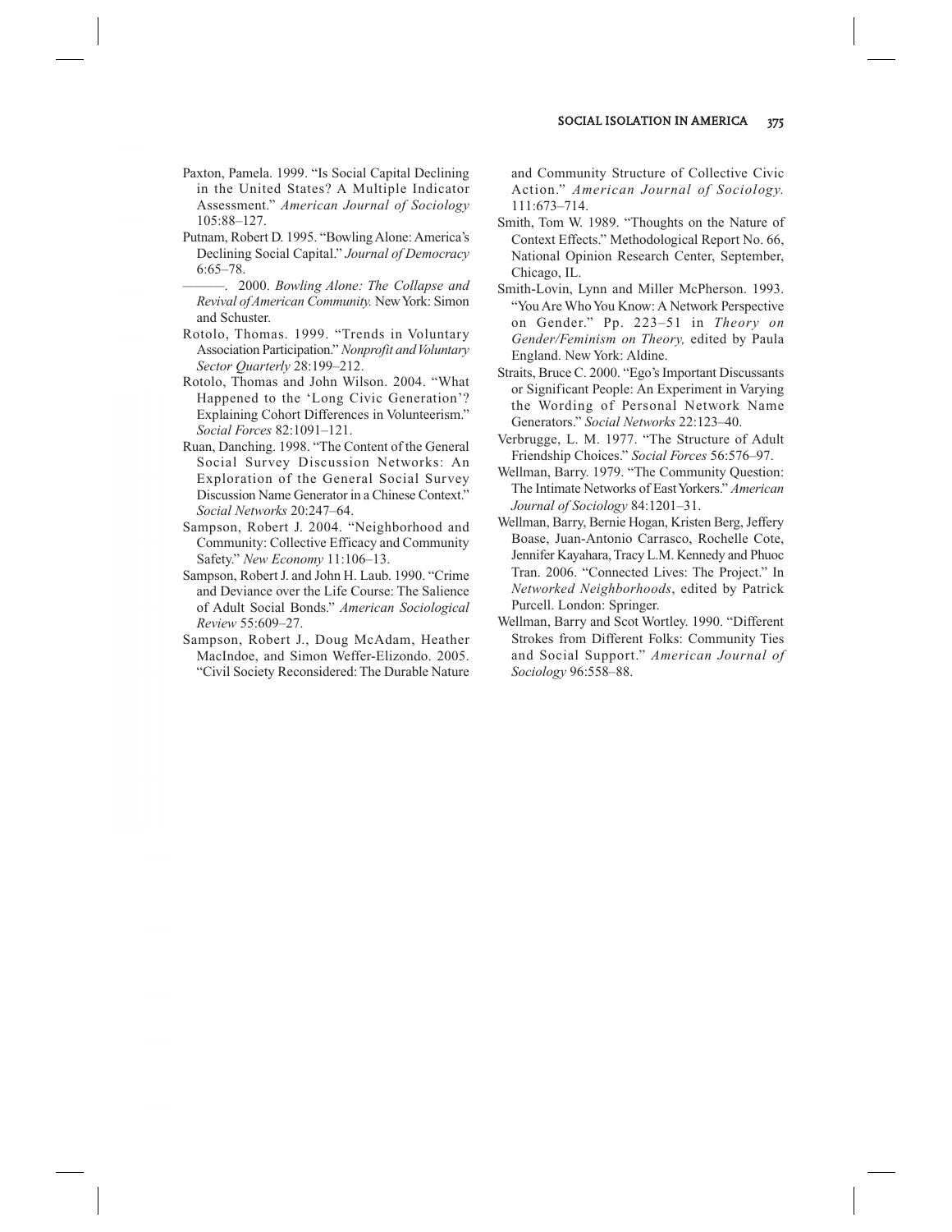Paxton, Pamela. 1999. "Is Social Capital Declining in the United States? A Multiple Indicator Assessment." *American Journal of Sociology* 105:88–127.

Putnam, Robert D. 1995. "Bowling Alone: America's Declining Social Capital." *Journal of Democracy* 6:65–78.

———. 2000. *Bowling Alone: The Collapse and Revival of American Community.* New York: Simon and Schuster.

Rotolo, Thomas. 1999. "Trends in Voluntary Association Participation." *Nonprofit and Voluntary Sector Quarterly* 28:199–212.

Rotolo, Thomas and John Wilson. 2004. "What Happened to the 'Long Civic Generation'? Explaining Cohort Differences in Volunteerism." *Social Forces* 82:1091–121.

Ruan, Danching. 1998. "The Content of the General Social Survey Discussion Networks: An Exploration of the General Social Survey Discussion Name Generator in a Chinese Context." *Social Networks* 20:247–64.

Sampson, Robert J. 2004. "Neighborhood and Community: Collective Efficacy and Community Safety." *New Economy* 11:106–13.

Sampson, Robert J. and John H. Laub. 1990. "Crime and Deviance over the Life Course: The Salience of Adult Social Bonds." *American Sociological Review* 55:609–27.

Sampson, Robert J., Doug McAdam, Heather MacIndoe, and Simon Weffer-Elizondo. 2005. "Civil Society Reconsidered: The Durable Nature and Community Structure of Collective Civic Action." *American Journal of Sociology.* 111:673–714.

Smith, Tom W. 1989. "Thoughts on the Nature of Context Effects." Methodological Report No. 66, National Opinion Research Center, September, Chicago, IL.

Smith-Lovin, Lynn and Miller McPherson. 1993. "You Are Who You Know: A Network Perspective on Gender." Pp. 223–51 in *Theory on Gender/Feminism on Theory,* edited by Paula England. New York: Aldine.

Straits, Bruce C. 2000. "Ego's Important Discussants or Significant People: An Experiment in Varying the Wording of Personal Network Name Generators." *Social Networks* 22:123–40.

Verbrugge, L. M. 1977. "The Structure of Adult Friendship Choices." *Social Forces* 56:576–97.

Wellman, Barry. 1979. "The Community Question: The Intimate Networks of East Yorkers." *American Journal of Sociology* 84:1201–31.

Wellman, Barry, Bernie Hogan, Kristen Berg, Jeffery Boase, Juan-Antonio Carrasco, Rochelle Cote, Jennifer Kayahara, Tracy L.M. Kennedy and Phuoc Tran. 2006. "Connected Lives: The Project." In *Networked Neighborhoods*, edited by Patrick Purcell. London: Springer.

Wellman, Barry and Scot Wortley. 1990. "Different Strokes from Different Folks: Community Ties and Social Support." *American Journal of Sociology* 96:558–88.